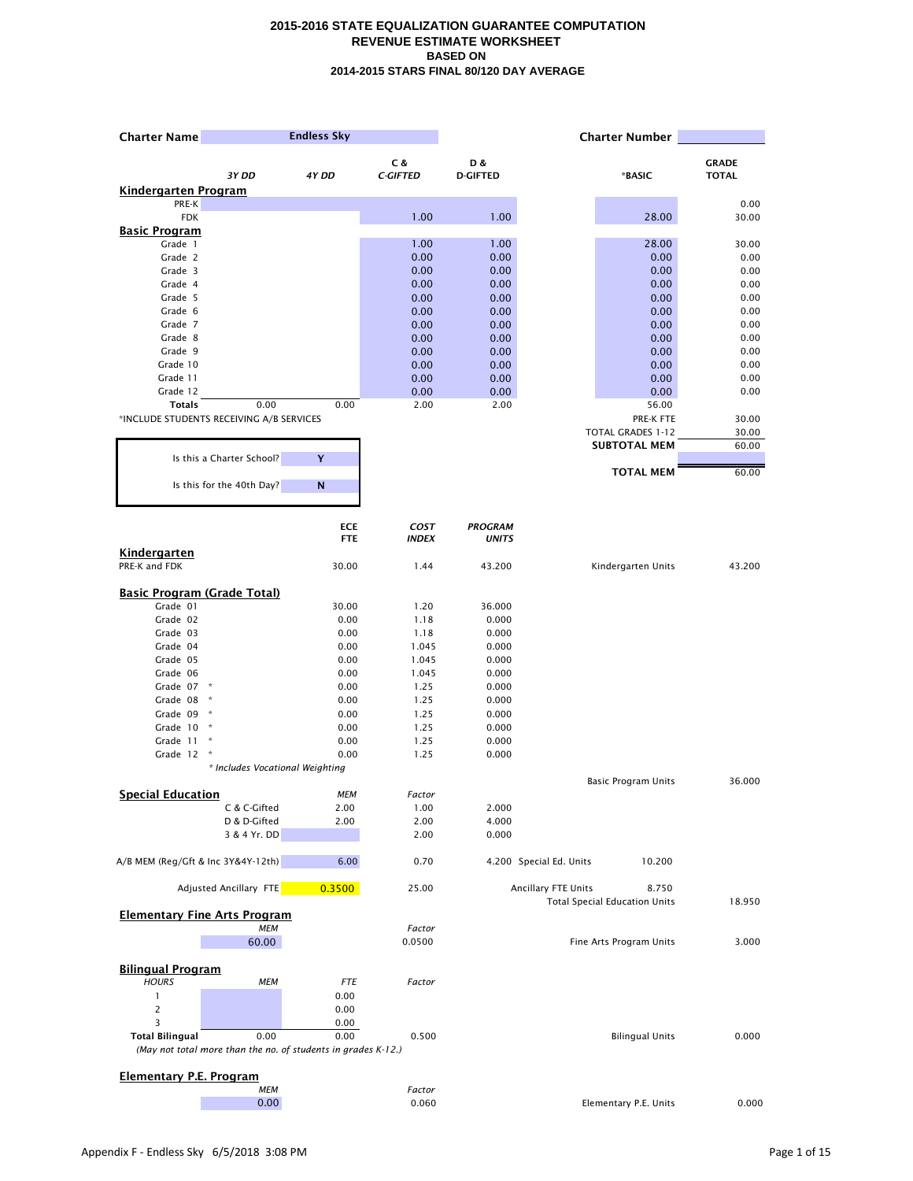# 2015-2016 STATE EQUALIZATION GUARANTEE COMPUTATION
## REVENUE ESTIMATE WORKSHEET
### BASED ON
### 2014-2015 STARS FINAL 80/120 DAY AVERAGE

**Charter Name** Endless Sky **Charter Number**

| | 3Y DD | 4Y DD | C & C-GIFTED | D & D-GIFTED | *BASIC | GRADE TOTAL |
|---|---|---|---|---|---|---|
| **Kindergarten Program** | | | | | | |
| PRE-K | | | | | | 0.00 |
| FDK | | | 1.00 | 1.00 | 28.00 | 30.00 |
| **Basic Program** | | | | | | |
| Grade 1 | | | 1.00 | 1.00 | 28.00 | 30.00 |
| Grade 2 | | | 0.00 | 0.00 | 0.00 | 0.00 |
| Grade 3 | | | 0.00 | 0.00 | 0.00 | 0.00 |
| Grade 4 | | | 0.00 | 0.00 | 0.00 | 0.00 |
| Grade 5 | | | 0.00 | 0.00 | 0.00 | 0.00 |
| Grade 6 | | | 0.00 | 0.00 | 0.00 | 0.00 |
| Grade 7 | | | 0.00 | 0.00 | 0.00 | 0.00 |
| Grade 8 | | | 0.00 | 0.00 | 0.00 | 0.00 |
| Grade 9 | | | 0.00 | 0.00 | 0.00 | 0.00 |
| Grade 10 | | | 0.00 | 0.00 | 0.00 | 0.00 |
| Grade 11 | | | 0.00 | 0.00 | 0.00 | 0.00 |
| Grade 12 | | | 0.00 | 0.00 | 0.00 | 0.00 |
| **Totals** | 0.00 | 0.00 | 2.00 | 2.00 | 56.00 | |

*INCLUDE STUDENTS RECEIVING A/B SERVICES

| | |
|---|---|
| PRE-K FTE | 30.00 |
| TOTAL GRADES 1-12 | 30.00 |
| **SUBTOTAL MEM** | 60.00 |
| **TOTAL MEM** | 60.00 |

| | |
|---|---|
| Is this a Charter School? | Y |
| Is this for the 40th Day? | N |

| | ECE FTE | COST INDEX | PROGRAM UNITS | | |
|---|---|---|---|---|---|
| **Kindergarten** | | | | | |
| PRE-K and FDK | 30.00 | 1.44 | 43.200 | Kindergarten Units | 43.200 |
| **Basic Program (Grade Total)** | | | | | |
| Grade 01 | 30.00 | 1.20 | 36.000 | | |
| Grade 02 | 0.00 | 1.18 | 0.000 | | |
| Grade 03 | 0.00 | 1.18 | 0.000 | | |
| Grade 04 | 0.00 | 1.045 | 0.000 | | |
| Grade 05 | 0.00 | 1.045 | 0.000 | | |
| Grade 06 | 0.00 | 1.045 | 0.000 | | |
| Grade 07 * | 0.00 | 1.25 | 0.000 | | |
| Grade 08 * | 0.00 | 1.25 | 0.000 | | |
| Grade 09 * | 0.00 | 1.25 | 0.000 | | |
| Grade 10 * | 0.00 | 1.25 | 0.000 | | |
| Grade 11 * | 0.00 | 1.25 | 0.000 | | |
| Grade 12 * | 0.00 | 1.25 | 0.000 | | |
| | | | | Basic Program Units | 36.000 |

*\* Includes Vocational Weighting*

**Special Education**

| | MEM | Factor | | | |
|---|---|---|---|---|---|
| C & C-Gifted | 2.00 | 1.00 | 2.000 | | |
| D & D-Gifted | 2.00 | 2.00 | 4.000 | | |
| 3 & 4 Yr. DD | | 2.00 | 0.000 | | |
| A/B MEM (Reg/Gft & Inc 3Y&4Y-12th) | 6.00 | 0.70 | 4.200 | Special Ed. Units 10.200 | |
| Adjusted Ancillary FTE | 0.3500 | 25.00 | | Ancillary FTE Units 8.750 | |
| | | | | Total Special Education Units | 18.950 |

**Elementary Fine Arts Program**

| MEM | Factor | | |
|---|---|---|---|
| 60.00 | 0.0500 | Fine Arts Program Units | 3.000 |

**Bilingual Program**

| HOURS | MEM | FTE | Factor | | |
|---|---|---|---|---|---|
| 1 | | 0.00 | | | |
| 2 | | 0.00 | | | |
| 3 | | 0.00 | | | |
| **Total Bilingual** | 0.00 | 0.00 | 0.500 | Bilingual Units | 0.000 |

*(May not total more than the no. of students in grades K-12.)*

**Elementary P.E. Program**

| MEM | Factor | | |
|---|---|---|---|
| 0.00 | 0.060 | Elementary P.E. Units | 0.000 |

Appendix F - Endless Sky 6/5/2018 3:08 PM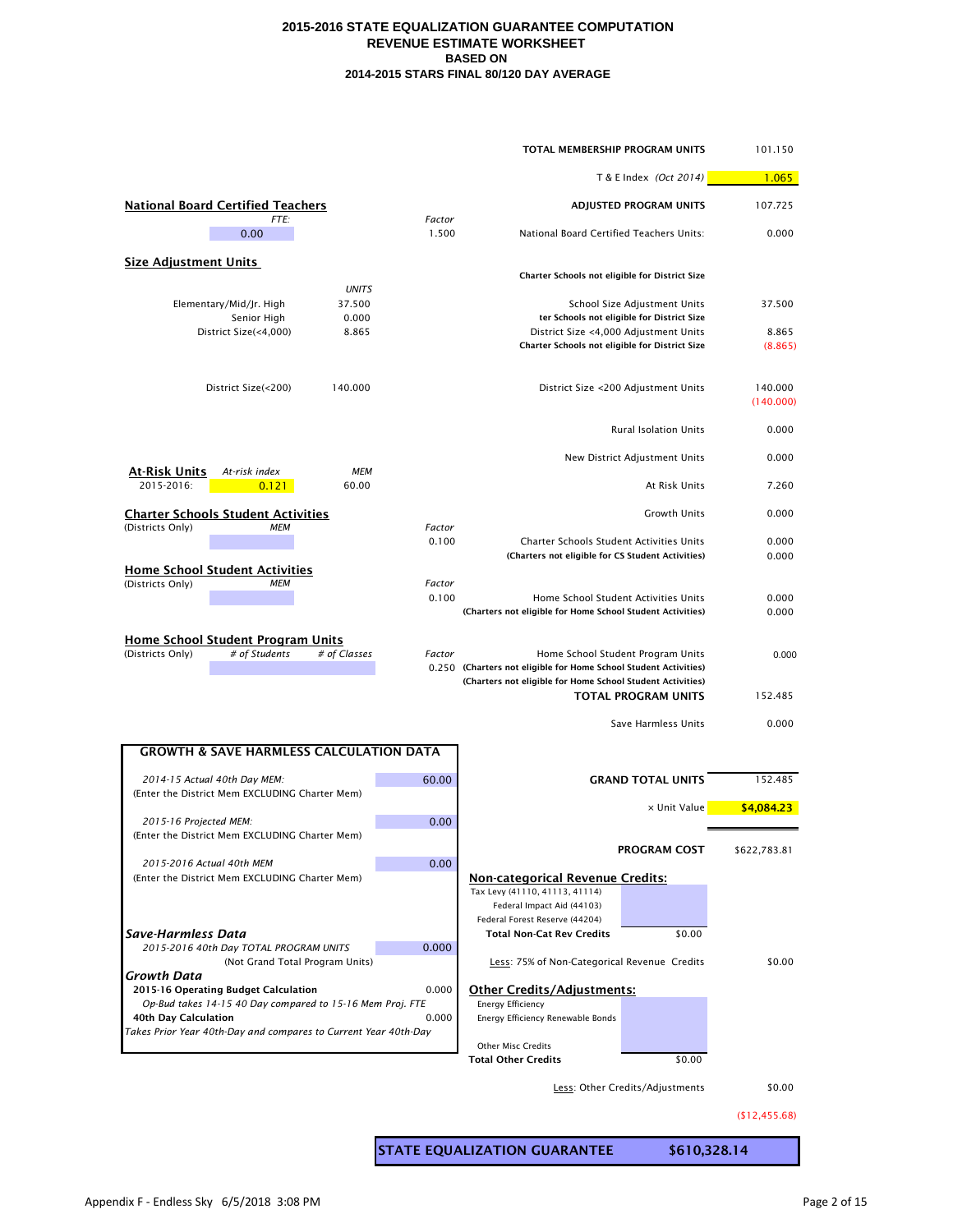# 2015-2016 STATE EQUALIZATION GUARANTEE COMPUTATION
## REVENUE ESTIMATE WORKSHEET
### BASED ON
### 2014-2015 STARS FINAL 80/120 DAY AVERAGE

| | |
|---|---|
| **TOTAL MEMBERSHIP PROGRAM UNITS** | 101.150 |
| T & E Index *(Oct 2014)* | 1.065 |
| **ADJUSTED PROGRAM UNITS** | 107.725 |
| National Board Certified Teachers Units: | 0.000 |
| **Charter Schools not eligible for District Size** | |
| School Size Adjustment Units | 37.500 |
| **ter Schools not eligible for District Size** | |
| District Size <4,000 Adjustment Units | 8.865 |
| **Charter Schools not eligible for District Size** | (8.865) |
| District Size <200 Adjustment Units | 140.000 |
| | (140.000) |
| Rural Isolation Units | 0.000 |
| New District Adjustment Units | 0.000 |
| At Risk Units | 7.260 |
| Growth Units | 0.000 |
| Charter Schools Student Activities Units | 0.000 |
| **(Charters not eligible for CS Student Activities)** | 0.000 |
| Home School Student Activities Units | 0.000 |
| **(Charters not eligible for Home School Student Activities)** | 0.000 |
| Home School Student Program Units | 0.000 |
| **(Charters not eligible for Home School Student Activities)** | |
| **(Charters not eligible for Home School Student Activities)** | |
| **TOTAL PROGRAM UNITS** | 152.485 |
| Save Harmless Units | 0.000 |
| **GRAND TOTAL UNITS** | 152.485 |
| × Unit Value | $4,084.23 |
| **PROGRAM COST** | $622,783.81 |

**National Board Certified Teachers**

| FTE: | Factor |
|---|---|
| 0.00 | 1.500 |

**Size Adjustment Units**

| | UNITS |
|---|---|
| Elementary/Mid/Jr. High | 37.500 |
| Senior High | 0.000 |
| District Size(<4,000) | 8.865 |
| District Size(<200) | 140.000 |

**At-Risk Units**

| | At-risk index | MEM |
|---|---|---|
| 2015-2016: | 0.121 | 60.00 |

**Charter Schools Student Activities**

(Districts Only) *MEM* — *Factor* 0.100

**Home School Student Activities**

(Districts Only) *MEM* — *Factor* 0.100

**Home School Student Program Units**

(Districts Only) *# of Students* — *# of Classes* — *Factor* 0.250

**GROWTH & SAVE HARMLESS CALCULATION DATA**

| | |
|---|---|
| *2014-15 Actual 40th Day MEM:* (Enter the District Mem EXCLUDING Charter Mem) | 60.00 |
| *2015-16 Projected MEM:* (Enter the District Mem EXCLUDING Charter Mem) | 0.00 |
| *2015-2016 Actual 40th MEM* (Enter the District Mem EXCLUDING Charter Mem) | 0.00 |

***Save-Harmless Data***

| | |
|---|---|
| *2015-2016 40th Day TOTAL PROGRAM UNITS* (Not Grand Total Program Units) | 0.000 |

***Growth Data***

| | |
|---|---|
| **2015-16 Operating Budget Calculation** | 0.000 |
| *Op-Bud takes 14-15 40 Day compared to 15-16 Mem Proj. FTE* | |
| **40th Day Calculation** | 0.000 |
| *Takes Prior Year 40th-Day and compares to Current Year 40th-Day* | |

**Non-categorical Revenue Credits:**

| | |
|---|---|
| Tax Levy (41110, 41113, 41114) | |
| Federal Impact Aid (44103) | |
| Federal Forest Reserve (44204) | |
| **Total Non-Cat Rev Credits** | $0.00 |

Less: 75% of Non-Categorical Revenue Credits — $0.00

**Other Credits/Adjustments:**

| | |
|---|---|
| Energy Efficiency | |
| Energy Efficiency Renewable Bonds | |
| Other Misc Credits | |
| **Total Other Credits** | $0.00 |

Less: Other Credits/Adjustments — $0.00

($12,455.68)

**STATE EQUALIZATION GUARANTEE $610,328.14**

Appendix F - Endless Sky 6/5/2018 3:08 PM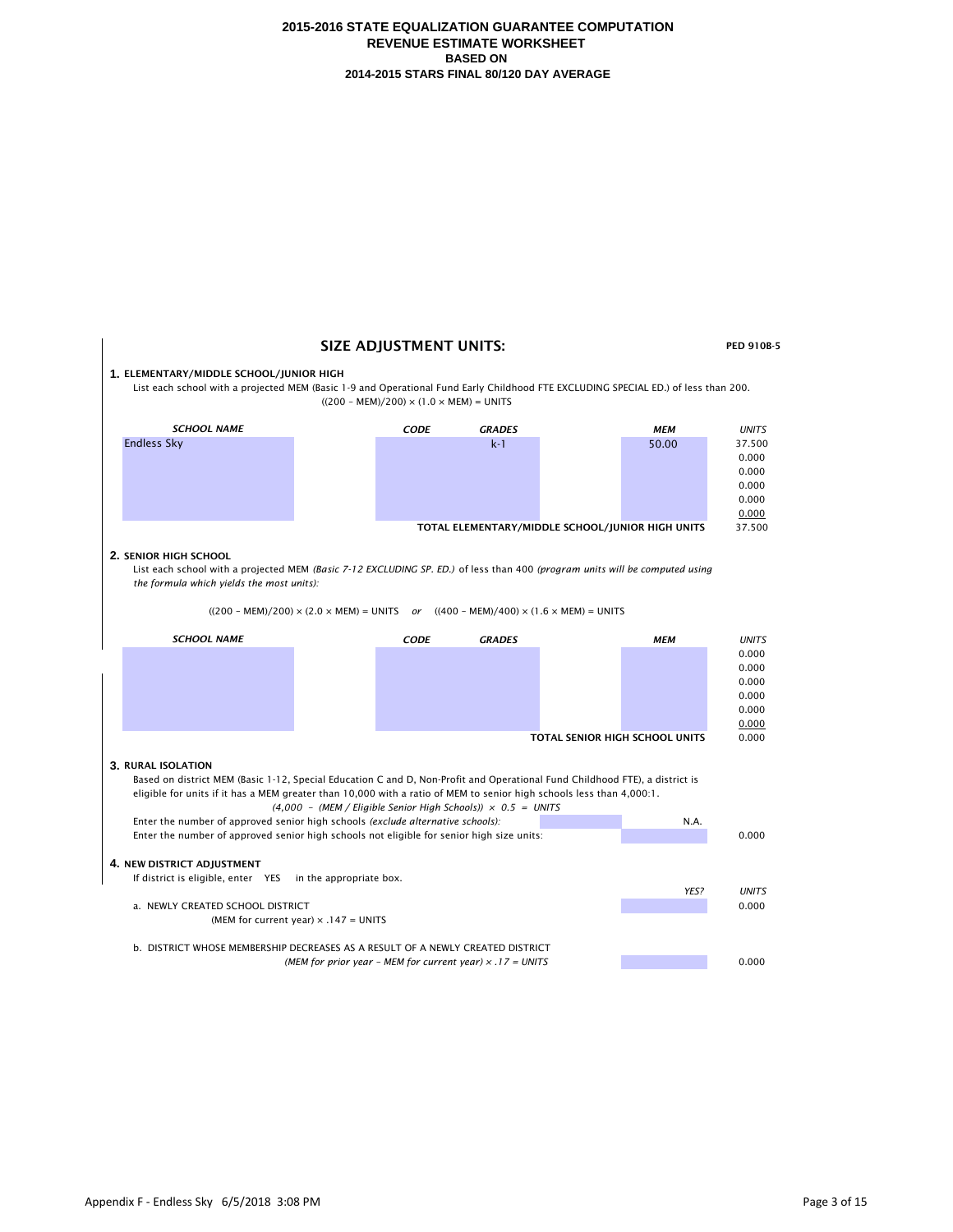**2015-2016 STATE EQUALIZATION GUARANTEE COMPUTATION**
**REVENUE ESTIMATE WORKSHEET**
**BASED ON**
**2014-2015 STARS FINAL 80/120 DAY AVERAGE**

## SIZE ADJUSTMENT UNITS:

**PED 910B-5**

### 1. ELEMENTARY/MIDDLE SCHOOL/JUNIOR HIGH

List each school with a projected MEM (Basic 1-9 and Operational Fund Early Childhood FTE EXCLUDING SPECIAL ED.) of less than 200.

$((200 - MEM)/200) \times (1.0 \times MEM) = UNITS$

| *SCHOOL NAME* | *CODE* | *GRADES* | *MEM* | *UNITS* |
|---|---|---|---|---|
| Endless Sky | | k-1 | 50.00 | 37.500 |
| | | | | 0.000 |
| | | | | 0.000 |
| | | | | 0.000 |
| | | | | 0.000 |
| | | | | 0.000 |
| | | | **TOTAL ELEMENTARY/MIDDLE SCHOOL/JUNIOR HIGH UNITS** | 37.500 |

### 2. SENIOR HIGH SCHOOL

List each school with a projected MEM *(Basic 7-12 EXCLUDING SP. ED.)* of less than 400 *(program units will be computed using the formula which yields the most units):*

$((200 - MEM)/200) \times (2.0 \times MEM) = UNITS$ *or* $((400 - MEM)/400) \times (1.6 \times MEM) = UNITS$

| *SCHOOL NAME* | *CODE* | *GRADES* | *MEM* | *UNITS* |
|---|---|---|---|---|
| | | | | 0.000 |
| | | | | 0.000 |
| | | | | 0.000 |
| | | | | 0.000 |
| | | | | 0.000 |
| | | | | 0.000 |
| | | | **TOTAL SENIOR HIGH SCHOOL UNITS** | 0.000 |

### 3. RURAL ISOLATION

Based on district MEM (Basic 1-12, Special Education C and D, Non-Profit and Operational Fund Childhood FTE), a district is eligible for units if it has a MEM greater than 10,000 with a ratio of MEM to senior high schools less than 4,000:1.

*$(4{,}000 - (MEM / \text{Eligible Senior High Schools})) \times 0.5 = UNITS$*

| | | |
|---|---|---|
| Enter the number of approved senior high schools *(exclude alternative schools):* | N.A. | |
| Enter the number of approved senior high schools not eligible for senior high size units: | | 0.000 |

### 4. NEW DISTRICT ADJUSTMENT

If district is eligible, enter YES in the appropriate box.

| | *YES?* | *UNITS* |
|---|---|---|
| a. NEWLY CREATED SCHOOL DISTRICT<br>(MEM for current year) × .147 = UNITS | | 0.000 |
| b. DISTRICT WHOSE MEMBERSHIP DECREASES AS A RESULT OF A NEWLY CREATED DISTRICT<br>*(MEM for prior year – MEM for current year) × .17 = UNITS* | | 0.000 |

Appendix F - Endless Sky 6/5/2018 3:08 PM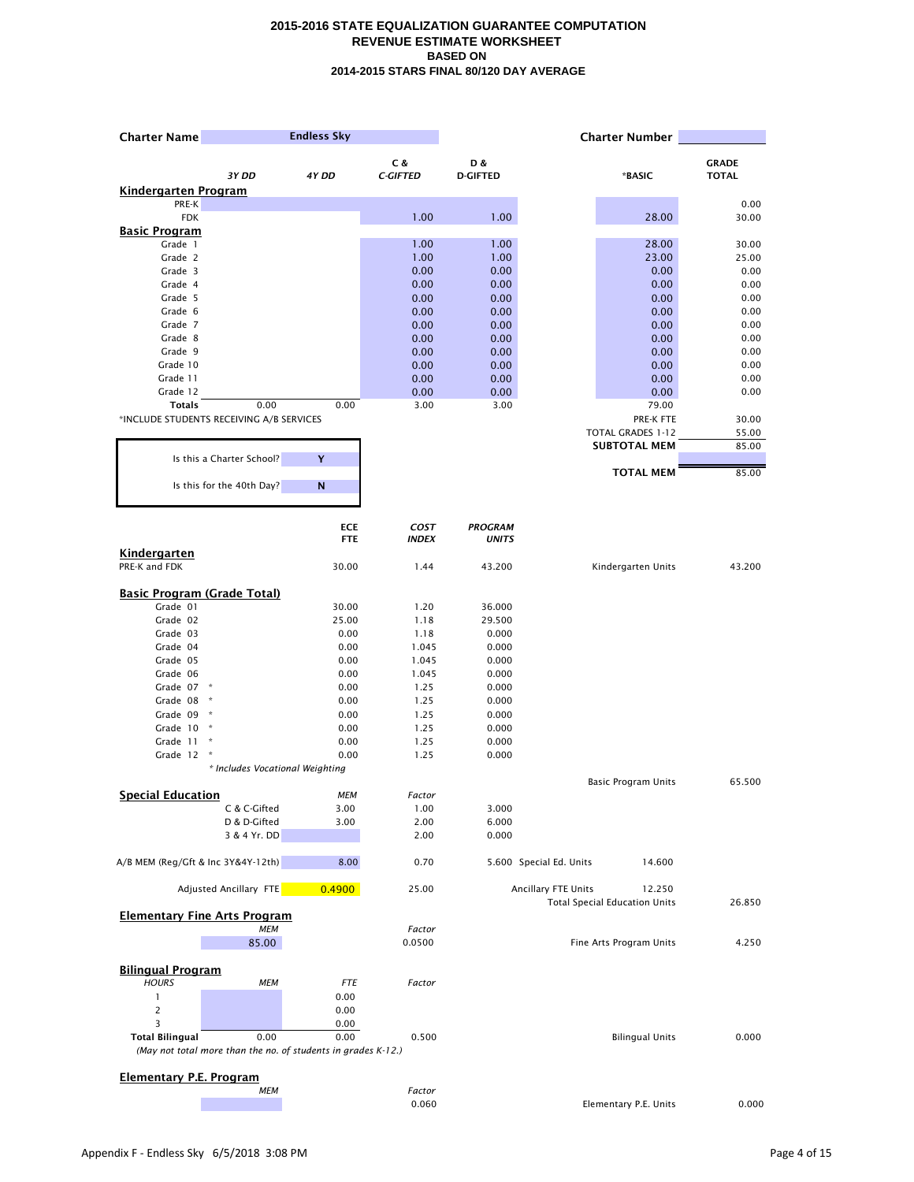**2015-2016 STATE EQUALIZATION GUARANTEE COMPUTATION**
**REVENUE ESTIMATE WORKSHEET**
**BASED ON**
**2014-2015 STARS FINAL 80/120 DAY AVERAGE**

**Charter Name** Endless Sky **Charter Number**

| | 3Y DD | 4Y DD | C & C-GIFTED | D & D-GIFTED | *BASIC | GRADE TOTAL |
|---|---|---|---|---|---|---|
| **Kindergarten Program** | | | | | | |
| PRE-K | | | | | | 0.00 |
| FDK | | | 1.00 | 1.00 | 28.00 | 30.00 |
| **Basic Program** | | | | | | |
| Grade 1 | | | 1.00 | 1.00 | 28.00 | 30.00 |
| Grade 2 | | | 1.00 | 1.00 | 23.00 | 25.00 |
| Grade 3 | | | 0.00 | 0.00 | 0.00 | 0.00 |
| Grade 4 | | | 0.00 | 0.00 | 0.00 | 0.00 |
| Grade 5 | | | 0.00 | 0.00 | 0.00 | 0.00 |
| Grade 6 | | | 0.00 | 0.00 | 0.00 | 0.00 |
| Grade 7 | | | 0.00 | 0.00 | 0.00 | 0.00 |
| Grade 8 | | | 0.00 | 0.00 | 0.00 | 0.00 |
| Grade 9 | | | 0.00 | 0.00 | 0.00 | 0.00 |
| Grade 10 | | | 0.00 | 0.00 | 0.00 | 0.00 |
| Grade 11 | | | 0.00 | 0.00 | 0.00 | 0.00 |
| Grade 12 | | | 0.00 | 0.00 | 0.00 | 0.00 |
| **Totals** | 0.00 | 0.00 | 3.00 | 3.00 | 79.00 | |

*INCLUDE STUDENTS RECEIVING A/B SERVICES

| | |
|---|---|
| PRE-K FTE | 30.00 |
| TOTAL GRADES 1-12 | 55.00 |
| **SUBTOTAL MEM** | 85.00 |
| **TOTAL MEM** | 85.00 |

| | |
|---|---|
| Is this a Charter School? | Y |
| Is this for the 40th Day? | N |

| | ECE FTE | COST INDEX | PROGRAM UNITS | | |
|---|---|---|---|---|---|
| **Kindergarten** | | | | | |
| PRE-K and FDK | 30.00 | 1.44 | 43.200 | Kindergarten Units | 43.200 |
| **Basic Program (Grade Total)** | | | | | |
| Grade 01 | 30.00 | 1.20 | 36.000 | | |
| Grade 02 | 25.00 | 1.18 | 29.500 | | |
| Grade 03 | 0.00 | 1.18 | 0.000 | | |
| Grade 04 | 0.00 | 1.045 | 0.000 | | |
| Grade 05 | 0.00 | 1.045 | 0.000 | | |
| Grade 06 | 0.00 | 1.045 | 0.000 | | |
| Grade 07 * | 0.00 | 1.25 | 0.000 | | |
| Grade 08 * | 0.00 | 1.25 | 0.000 | | |
| Grade 09 * | 0.00 | 1.25 | 0.000 | | |
| Grade 10 * | 0.00 | 1.25 | 0.000 | | |
| Grade 11 * | 0.00 | 1.25 | 0.000 | | |
| Grade 12 * | 0.00 | 1.25 | 0.000 | | |
| | | | | Basic Program Units | 65.500 |

*\* Includes Vocational Weighting*

| **Special Education** | MEM | Factor | | | |
|---|---|---|---|---|---|
| C & C-Gifted | 3.00 | 1.00 | 3.000 | | |
| D & D-Gifted | 3.00 | 2.00 | 6.000 | | |
| 3 & 4 Yr. DD | | 2.00 | 0.000 | | |
| A/B MEM (Reg/Gft & Inc 3Y&4Y-12th) | 8.00 | 0.70 | 5.600 | Special Ed. Units | 14.600 |
| Adjusted Ancillary FTE | 0.4900 | 25.00 | | Ancillary FTE Units | 12.250 |
| | | | | Total Special Education Units | 26.850 |

| **Elementary Fine Arts Program** | | | |
|---|---|---|---|
| MEM | Factor | | |
| 85.00 | 0.0500 | Fine Arts Program Units | 4.250 |

| **Bilingual Program** HOURS | MEM | FTE | Factor | | |
|---|---|---|---|---|---|
| 1 | | 0.00 | | | |
| 2 | | 0.00 | | | |
| 3 | | 0.00 | | | |
| **Total Bilingual** | 0.00 | 0.00 | 0.500 | Bilingual Units | 0.000 |

*(May not total more than the no. of students in grades K-12.)*

| **Elementary P.E. Program** | | | |
|---|---|---|---|
| MEM | Factor | | |
| | 0.060 | Elementary P.E. Units | 0.000 |

Appendix F - Endless Sky 6/5/2018 3:08 PM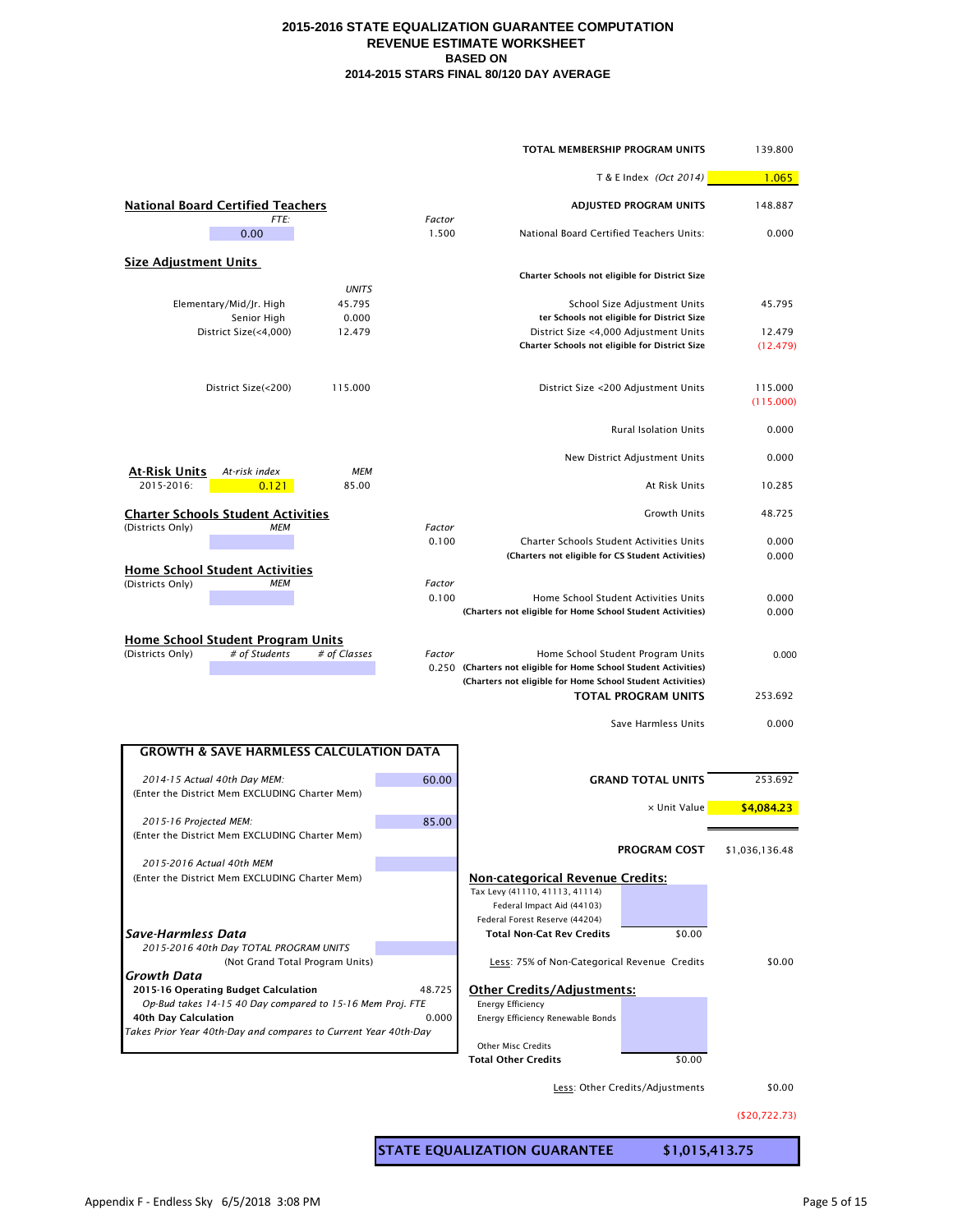# 2015-2016 STATE EQUALIZATION GUARANTEE COMPUTATION
## REVENUE ESTIMATE WORKSHEET
### BASED ON
### 2014-2015 STARS FINAL 80/120 DAY AVERAGE

| | |
|---|---|
| **TOTAL MEMBERSHIP PROGRAM UNITS** | 139.800 |
| T & E Index *(Oct 2014)* | 1.065 |
| **ADJUSTED PROGRAM UNITS** | 148.887 |
| National Board Certified Teachers Units: | 0.000 |
| **Charter Schools not eligible for District Size** | |
| School Size Adjustment Units | 45.795 |
| **ter Schools not eligible for District Size** | |
| District Size <4,000 Adjustment Units | 12.479 |
| **Charter Schools not eligible for District Size** | (12.479) |
| District Size <200 Adjustment Units | 115.000 |
| | (115.000) |
| Rural Isolation Units | 0.000 |
| New District Adjustment Units | 0.000 |
| At Risk Units | 10.285 |
| Growth Units | 48.725 |
| Charter Schools Student Activities Units | 0.000 |
| **(Charters not eligible for CS Student Activities)** | 0.000 |
| Home School Student Activities Units | 0.000 |
| **(Charters not eligible for Home School Student Activities)** | 0.000 |
| Home School Student Program Units | 0.000 |
| **(Charters not eligible for Home School Student Activities)** | |
| **(Charters not eligible for Home School Student Activities)** | |
| **TOTAL PROGRAM UNITS** | 253.692 |
| Save Harmless Units | 0.000 |
| **GRAND TOTAL UNITS** | 253.692 |
| × Unit Value | $4,084.23 |
| **PROGRAM COST** | $1,036,136.48 |

**National Board Certified Teachers**

| *FTE:* | *Factor* |
|---|---|
| 0.00 | 1.500 |

**Size Adjustment Units**

| | *UNITS* |
|---|---|
| Elementary/Mid/Jr. High | 45.795 |
| Senior High | 0.000 |
| District Size(<4,000) | 12.479 |
| District Size(<200) | 115.000 |

**At-Risk Units**

| | *At-risk index* | *MEM* |
|---|---|---|
| 2015-2016: | 0.121 | 85.00 |

**Charter Schools Student Activities**

| (Districts Only) | *MEM* | *Factor* |
|---|---|---|
| | | 0.100 |

**Home School Student Activities**

| (Districts Only) | *MEM* | *Factor* |
|---|---|---|
| | | 0.100 |

**Home School Student Program Units**

| (Districts Only) | *# of Students* | *# of Classes* | *Factor* |
|---|---|---|---|
| | | | 0.250 |

**GROWTH & SAVE HARMLESS CALCULATION DATA**

| | |
|---|---|
| *2014-15 Actual 40th Day MEM:* (Enter the District Mem EXCLUDING Charter Mem) | 60.00 |
| *2015-16 Projected MEM:* (Enter the District Mem EXCLUDING Charter Mem) | 85.00 |
| *2015-2016 Actual 40th MEM* (Enter the District Mem EXCLUDING Charter Mem) | |
| ***Save-Harmless Data*** | |
| *2015-2016 40th Day TOTAL PROGRAM UNITS* (Not Grand Total Program Units) | |
| ***Growth Data*** | |
| **2015-16 Operating Budget Calculation** | 48.725 |
| *Op-Bud takes 14-15 40 Day compared to 15-16 Mem Proj. FTE* | |
| **40th Day Calculation** | 0.000 |
| *Takes Prior Year 40th-Day and compares to Current Year 40th-Day* | |

**Non-categorical Revenue Credits:**

| | | |
|---|---|---|
| Tax Levy (41110, 41113, 41114) | | |
| Federal Impact Aid (44103) | | |
| Federal Forest Reserve (44204) | | |
| **Total Non-Cat Rev Credits** | $0.00 | |
| Less: 75% of Non-Categorical Revenue Credits | | $0.00 |

**Other Credits/Adjustments:**

| | | |
|---|---|---|
| Energy Efficiency | | |
| Energy Efficiency Renewable Bonds | | |
| Other Misc Credits | | |
| **Total Other Credits** | $0.00 | |
| Less: Other Credits/Adjustments | | $0.00 |
| | | ($20,722.73) |

| **STATE EQUALIZATION GUARANTEE** | **$1,015,413.75** |
|---|---|

Appendix F - Endless Sky 6/5/2018 3:08 PM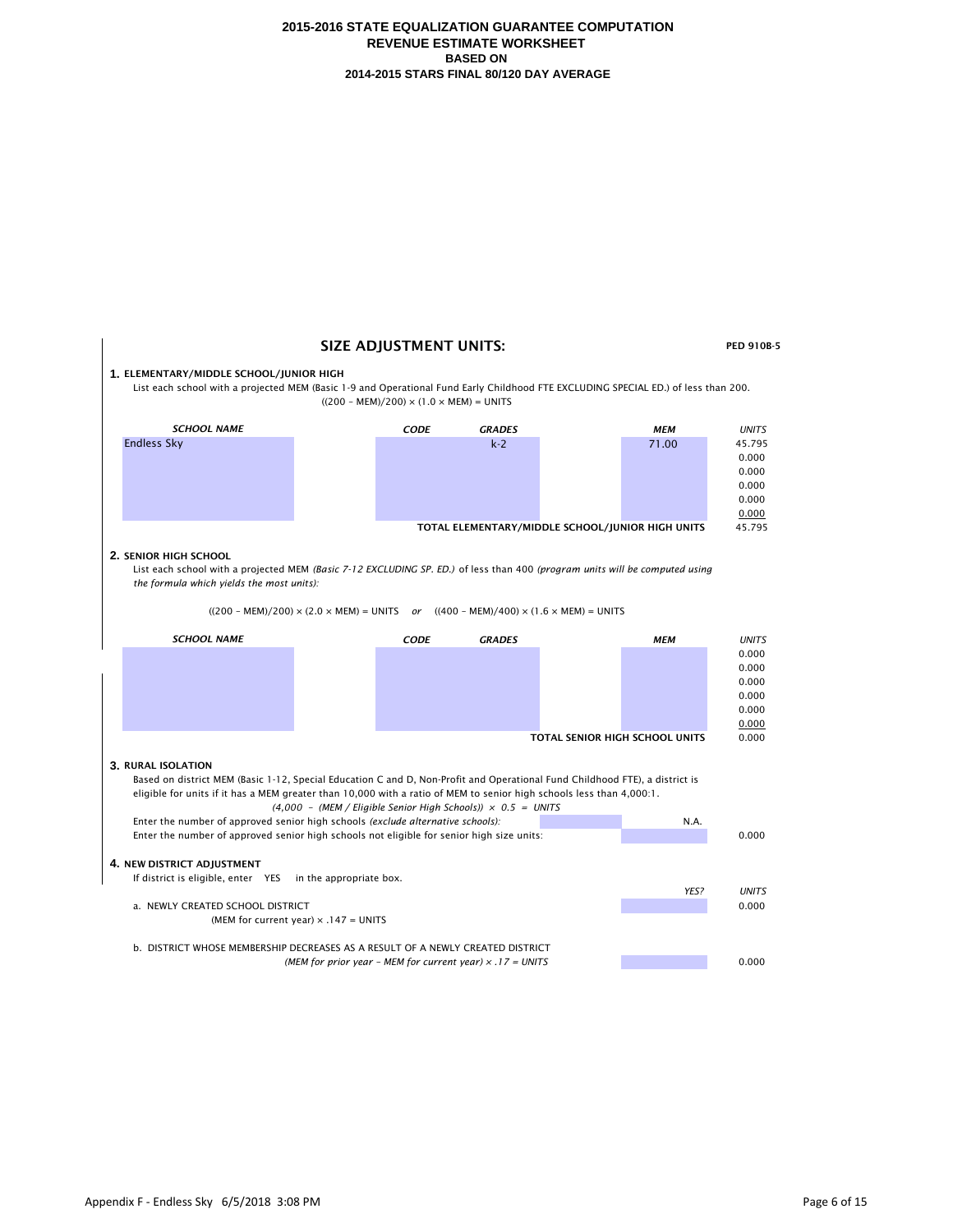**2015-2016 STATE EQUALIZATION GUARANTEE COMPUTATION**
**REVENUE ESTIMATE WORKSHEET**
**BASED ON**
**2014-2015 STARS FINAL 80/120 DAY AVERAGE**

## SIZE ADJUSTMENT UNITS:

**PED 910B-5**

### 1. ELEMENTARY/MIDDLE SCHOOL/JUNIOR HIGH

List each school with a projected MEM (Basic 1-9 and Operational Fund Early Childhood FTE EXCLUDING SPECIAL ED.) of less than 200.

$((200 - MEM)/200) \times (1.0 \times MEM) = UNITS$

| *SCHOOL NAME* | *CODE* | *GRADES* | *MEM* | *UNITS* |
|---|---|---|---|---|
| Endless Sky | | k-2 | 71.00 | 45.795 |
| | | | | 0.000 |
| | | | | 0.000 |
| | | | | 0.000 |
| | | | | 0.000 |
| | | | | 0.000 |
| | | | **TOTAL ELEMENTARY/MIDDLE SCHOOL/JUNIOR HIGH UNITS** | 45.795 |

### 2. SENIOR HIGH SCHOOL

List each school with a projected MEM *(Basic 7-12 EXCLUDING SP. ED.)* of less than 400 *(program units will be computed using the formula which yields the most units):*

$((200 - MEM)/200) \times (2.0 \times MEM) = UNITS$ *or* $((400 - MEM)/400) \times (1.6 \times MEM) = UNITS$

| *SCHOOL NAME* | *CODE* | *GRADES* | *MEM* | *UNITS* |
|---|---|---|---|---|
| | | | | 0.000 |
| | | | | 0.000 |
| | | | | 0.000 |
| | | | | 0.000 |
| | | | | 0.000 |
| | | | | 0.000 |
| | | | **TOTAL SENIOR HIGH SCHOOL UNITS** | 0.000 |

### 3. RURAL ISOLATION

Based on district MEM (Basic 1-12, Special Education C and D, Non-Profit and Operational Fund Childhood FTE), a district is eligible for units if it has a MEM greater than 10,000 with a ratio of MEM to senior high schools less than 4,000:1.

*$(4{,}000 - (MEM / \text{Eligible Senior High Schools})) \times 0.5 = UNITS$*

| | | | |
|---|---|---|---|
| Enter the number of approved senior high schools *(exclude alternative schools):* | | N.A. | |
| Enter the number of approved senior high schools not eligible for senior high size units: | | | 0.000 |

### 4. NEW DISTRICT ADJUSTMENT

If district is eligible, enter YES in the appropriate box.

| | *YES?* | *UNITS* |
|---|---|---|
| a. NEWLY CREATED SCHOOL DISTRICT<br>(MEM for current year) × .147 = UNITS | | 0.000 |
| b. DISTRICT WHOSE MEMBERSHIP DECREASES AS A RESULT OF A NEWLY CREATED DISTRICT<br>*(MEM for prior year – MEM for current year) × .17 = UNITS* | | 0.000 |

Appendix F - Endless Sky 6/5/2018 3:08 PM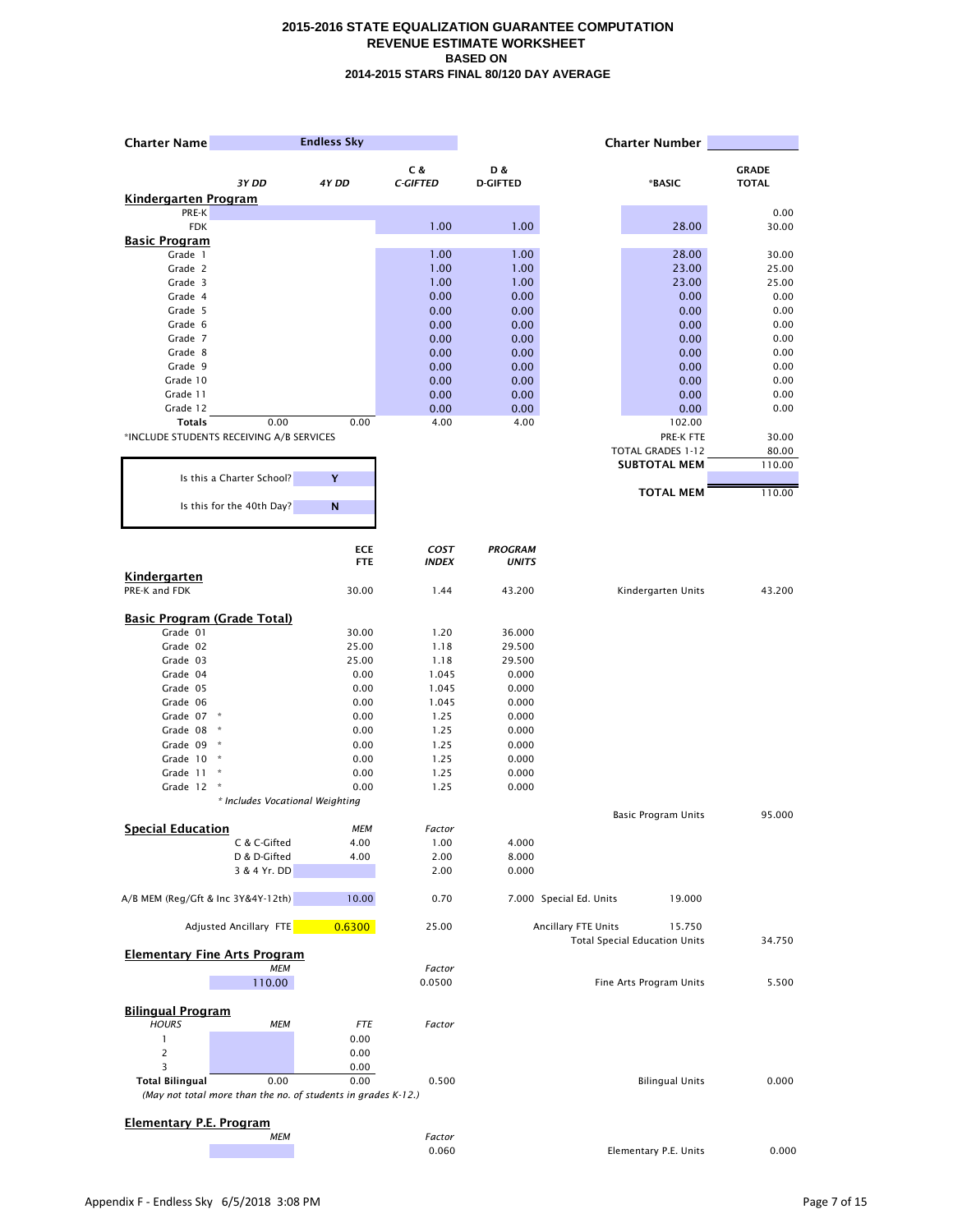# 2015-2016 STATE EQUALIZATION GUARANTEE COMPUTATION
## REVENUE ESTIMATE WORKSHEET
### BASED ON
### 2014-2015 STARS FINAL 80/120 DAY AVERAGE

**Charter Name** Endless Sky **Charter Number**

| | 3Y DD | 4Y DD | C & C-GIFTED | D & D-GIFTED | *BASIC | GRADE TOTAL |
|---|---|---|---|---|---|---|
| **Kindergarten Program** | | | | | | |
| PRE-K | | | | | | 0.00 |
| FDK | | | 1.00 | 1.00 | 28.00 | 30.00 |
| **Basic Program** | | | | | | |
| Grade 1 | | | 1.00 | 1.00 | 28.00 | 30.00 |
| Grade 2 | | | 1.00 | 1.00 | 23.00 | 25.00 |
| Grade 3 | | | 1.00 | 1.00 | 23.00 | 25.00 |
| Grade 4 | | | 0.00 | 0.00 | 0.00 | 0.00 |
| Grade 5 | | | 0.00 | 0.00 | 0.00 | 0.00 |
| Grade 6 | | | 0.00 | 0.00 | 0.00 | 0.00 |
| Grade 7 | | | 0.00 | 0.00 | 0.00 | 0.00 |
| Grade 8 | | | 0.00 | 0.00 | 0.00 | 0.00 |
| Grade 9 | | | 0.00 | 0.00 | 0.00 | 0.00 |
| Grade 10 | | | 0.00 | 0.00 | 0.00 | 0.00 |
| Grade 11 | | | 0.00 | 0.00 | 0.00 | 0.00 |
| Grade 12 | | | 0.00 | 0.00 | 0.00 | 0.00 |
| **Totals** | 0.00 | 0.00 | 4.00 | 4.00 | 102.00 | |

*INCLUDE STUDENTS RECEIVING A/B SERVICES

| | |
|---|---|
| PRE-K FTE | 30.00 |
| TOTAL GRADES 1-12 | 80.00 |
| **SUBTOTAL MEM** | 110.00 |
| **TOTAL MEM** | 110.00 |

Is this a Charter School? **Y**

Is this for the 40th Day? **N**

| | ECE FTE | COST INDEX | PROGRAM UNITS | | |
|---|---|---|---|---|---|
| **Kindergarten** | | | | | |
| PRE-K and FDK | 30.00 | 1.44 | 43.200 | Kindergarten Units | 43.200 |
| **Basic Program (Grade Total)** | | | | | |
| Grade 01 | 30.00 | 1.20 | 36.000 | | |
| Grade 02 | 25.00 | 1.18 | 29.500 | | |
| Grade 03 | 25.00 | 1.18 | 29.500 | | |
| Grade 04 | 0.00 | 1.045 | 0.000 | | |
| Grade 05 | 0.00 | 1.045 | 0.000 | | |
| Grade 06 | 0.00 | 1.045 | 0.000 | | |
| Grade 07 * | 0.00 | 1.25 | 0.000 | | |
| Grade 08 * | 0.00 | 1.25 | 0.000 | | |
| Grade 09 * | 0.00 | 1.25 | 0.000 | | |
| Grade 10 * | 0.00 | 1.25 | 0.000 | | |
| Grade 11 * | 0.00 | 1.25 | 0.000 | | |
| Grade 12 * | 0.00 | 1.25 | 0.000 | | |
| | | | | Basic Program Units | 95.000 |

*\* Includes Vocational Weighting*

**Special Education**

| | MEM | Factor | | | |
|---|---|---|---|---|---|
| C & C-Gifted | 4.00 | 1.00 | 4.000 | | |
| D & D-Gifted | 4.00 | 2.00 | 8.000 | | |
| 3 & 4 Yr. DD | | 2.00 | 0.000 | | |
| A/B MEM (Reg/Gft & Inc 3Y&4Y-12th) | 10.00 | 0.70 | 7.000 | Special Ed. Units 19.000 | |
| Adjusted Ancillary FTE | 0.6300 | 25.00 | | Ancillary FTE Units 15.750 | |
| | | | | Total Special Education Units | 34.750 |

**Elementary Fine Arts Program**

| MEM | Factor | | |
|---|---|---|---|
| 110.00 | 0.0500 | Fine Arts Program Units | 5.500 |

**Bilingual Program**

| HOURS | MEM | FTE | Factor | | |
|---|---|---|---|---|---|
| 1 | | 0.00 | | | |
| 2 | | 0.00 | | | |
| 3 | | 0.00 | | | |
| **Total Bilingual** | 0.00 | 0.00 | 0.500 | Bilingual Units | 0.000 |

*(May not total more than the no. of students in grades K-12.)*

**Elementary P.E. Program**

| MEM | Factor | | |
|---|---|---|---|
| | 0.060 | Elementary P.E. Units | 0.000 |

Appendix F - Endless Sky 6/5/2018 3:08 PM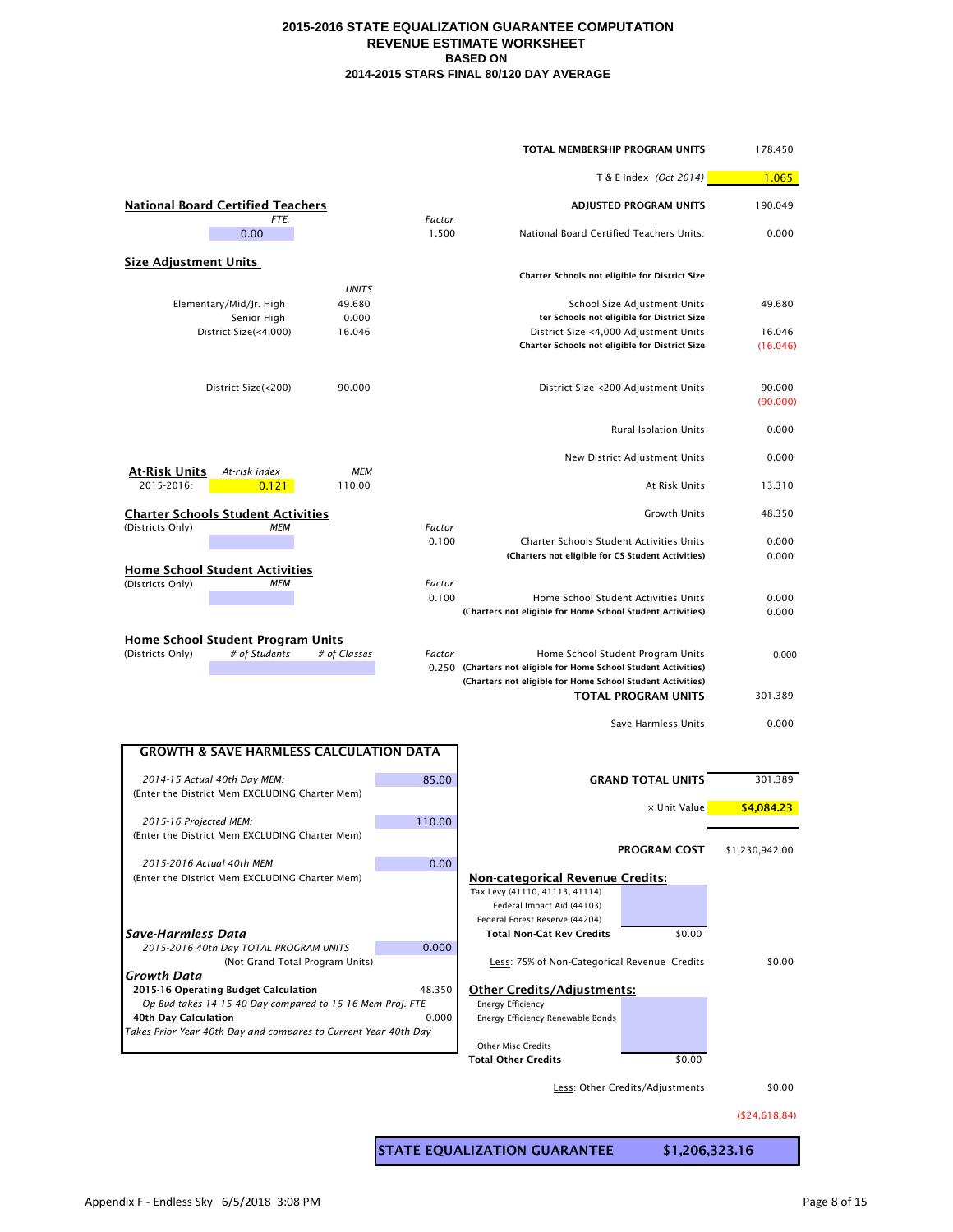# 2015-2016 STATE EQUALIZATION GUARANTEE COMPUTATION
## REVENUE ESTIMATE WORKSHEET
### BASED ON
### 2014-2015 STARS FINAL 80/120 DAY AVERAGE

| | |
|---|---|
| **TOTAL MEMBERSHIP PROGRAM UNITS** | 178.450 |
| T & E Index *(Oct 2014)* | 1.065 |
| **ADJUSTED PROGRAM UNITS** | 190.049 |

**National Board Certified Teachers**

| FTE: | Factor | | |
|---|---|---|---|
| 0.00 | 1.500 | National Board Certified Teachers Units: | 0.000 |

**Size Adjustment Units**

**Charter Schools not eligible for District Size**

| | UNITS | | |
|---|---|---|---|
| Elementary/Mid/Jr. High | 49.680 | School Size Adjustment Units | 49.680 |
| Senior High | 0.000 | **ter Schools not eligible for District Size** | |
| District Size(<4,000) | 16.046 | District Size <4,000 Adjustment Units | 16.046 |
| | | **Charter Schools not eligible for District Size** | (16.046) |
| District Size(<200) | 90.000 | District Size <200 Adjustment Units | 90.000 |
| | | | (90.000) |
| | | Rural Isolation Units | 0.000 |
| | | New District Adjustment Units | 0.000 |

**At-Risk Units**

| | At-risk index | MEM | | |
|---|---|---|---|---|
| 2015-2016: | 0.121 | 110.00 | At Risk Units | 13.310 |
| | | | Growth Units | 48.350 |

**Charter Schools Student Activities**

| (Districts Only) | MEM | Factor | | |
|---|---|---|---|---|
| | | 0.100 | Charter Schools Student Activities Units | 0.000 |
| | | | **(Charters not eligible for CS Student Activities)** | 0.000 |

**Home School Student Activities**

| (Districts Only) | MEM | Factor | | |
|---|---|---|---|---|
| | | 0.100 | Home School Student Activities Units | 0.000 |
| | | | **(Charters not eligible for Home School Student Activities)** | 0.000 |

**Home School Student Program Units**

| (Districts Only) | # of Students | # of Classes | Factor | | |
|---|---|---|---|---|---|
| | | | 0.250 | Home School Student Program Units | 0.000 |
| | | | | **(Charters not eligible for Home School Student Activities)** | |
| | | | | **(Charters not eligible for Home School Student Activities)** | |
| | | | | **TOTAL PROGRAM UNITS** | 301.389 |
| | | | | Save Harmless Units | 0.000 |

**GROWTH & SAVE HARMLESS CALCULATION DATA**

| | |
|---|---|
| *2014-15 Actual 40th Day MEM:* (Enter the District Mem EXCLUDING Charter Mem) | 85.00 |
| *2015-16 Projected MEM:* (Enter the District Mem EXCLUDING Charter Mem) | 110.00 |
| *2015-2016 Actual 40th MEM* (Enter the District Mem EXCLUDING Charter Mem) | 0.00 |
| ***Save-Harmless Data*** | |
| *2015-2016 40th Day TOTAL PROGRAM UNITS* (Not Grand Total Program Units) | 0.000 |
| ***Growth Data*** | |
| **2015-16 Operating Budget Calculation** | 48.350 |
| *Op-Bud takes 14-15 40 Day compared to 15-16 Mem Proj. FTE* | |
| **40th Day Calculation** | 0.000 |
| *Takes Prior Year 40th-Day and compares to Current Year 40th-Day* | |

| | |
|---|---|
| **GRAND TOTAL UNITS** | 301.389 |
| × Unit Value | $4,084.23 |
| **PROGRAM COST** | $1,230,942.00 |

**Non-categorical Revenue Credits:**

| | | |
|---|---|---|
| Tax Levy (41110, 41113, 41114) | | |
| Federal Impact Aid (44103) | | |
| Federal Forest Reserve (44204) | | |
| **Total Non-Cat Rev Credits** | $0.00 | |
| Less: 75% of Non-Categorical Revenue Credits | | $0.00 |

**Other Credits/Adjustments:**

| | | |
|---|---|---|
| Energy Efficiency | | |
| Energy Efficiency Renewable Bonds | | |
| Other Misc Credits | | |
| **Total Other Credits** | $0.00 | |
| Less: Other Credits/Adjustments | | $0.00 |
| | | ($24,618.84) |

| | |
|---|---|
| **STATE EQUALIZATION GUARANTEE** | **$1,206,323.16** |

Appendix F - Endless Sky 6/5/2018 3:08 PM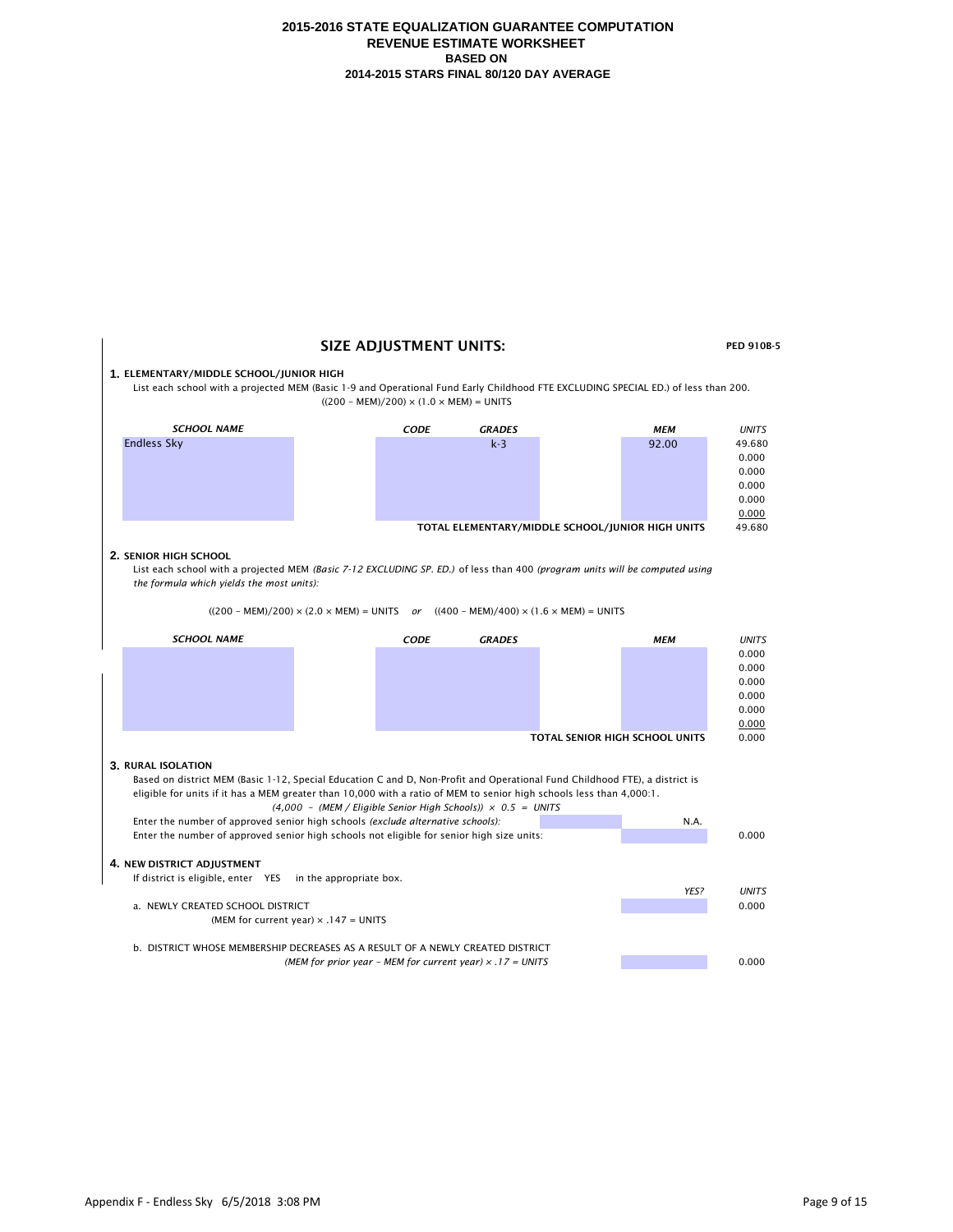# 2015-2016 STATE EQUALIZATION GUARANTEE COMPUTATION
## REVENUE ESTIMATE WORKSHEET
### BASED ON
### 2014-2015 STARS FINAL 80/120 DAY AVERAGE

## SIZE ADJUSTMENT UNITS:

**PED 910B-5**

**1. ELEMENTARY/MIDDLE SCHOOL/JUNIOR HIGH**

List each school with a projected MEM (Basic 1-9 and Operational Fund Early Childhood FTE EXCLUDING SPECIAL ED.) of less than 200.

$((200 - \text{MEM})/200) \times (1.0 \times \text{MEM}) = \text{UNITS}$

| *SCHOOL NAME* | *CODE* | *GRADES* | *MEM* | *UNITS* |
|---|---|---|---|---|
| Endless Sky | | k-3 | 92.00 | 49.680 |
| | | | | 0.000 |
| | | | | 0.000 |
| | | | | 0.000 |
| | | | | 0.000 |
| | | | | 0.000 |
| | | | **TOTAL ELEMENTARY/MIDDLE SCHOOL/JUNIOR HIGH UNITS** | 49.680 |

**2. SENIOR HIGH SCHOOL**

List each school with a projected MEM *(Basic 7-12 EXCLUDING SP. ED.)* of less than 400 *(program units will be computed using the formula which yields the most units):*

$((200 - \text{MEM})/200) \times (2.0 \times \text{MEM}) = \text{UNITS}$ *or* $((400 - \text{MEM})/400) \times (1.6 \times \text{MEM}) = \text{UNITS}$

| *SCHOOL NAME* | *CODE* | *GRADES* | *MEM* | *UNITS* |
|---|---|---|---|---|
| | | | | 0.000 |
| | | | | 0.000 |
| | | | | 0.000 |
| | | | | 0.000 |
| | | | | 0.000 |
| | | | | 0.000 |
| | | | **TOTAL SENIOR HIGH SCHOOL UNITS** | 0.000 |

**3. RURAL ISOLATION**

Based on district MEM (Basic 1-12, Special Education C and D, Non-Profit and Operational Fund Childhood FTE), a district is eligible for units if it has a MEM greater than 10,000 with a ratio of MEM to senior high schools less than 4,000:1.

*$(4{,}000 - (\text{MEM} / \text{Eligible Senior High Schools})) \times 0.5 = \text{UNITS}$*

| | | |
|---|---|---|
| Enter the number of approved senior high schools *(exclude alternative schools):* | N.A. | |
| Enter the number of approved senior high schools not eligible for senior high size units: | | 0.000 |

**4. NEW DISTRICT ADJUSTMENT**

If district is eligible, enter YES in the appropriate box.

| | *YES?* | *UNITS* |
|---|---|---|
| a. NEWLY CREATED SCHOOL DISTRICT<br>(MEM for current year) × .147 = UNITS | | 0.000 |
| b. DISTRICT WHOSE MEMBERSHIP DECREASES AS A RESULT OF A NEWLY CREATED DISTRICT<br>*(MEM for prior year – MEM for current year) × .17 = UNITS* | | 0.000 |

Appendix F - Endless Sky 6/5/2018 3:08 PM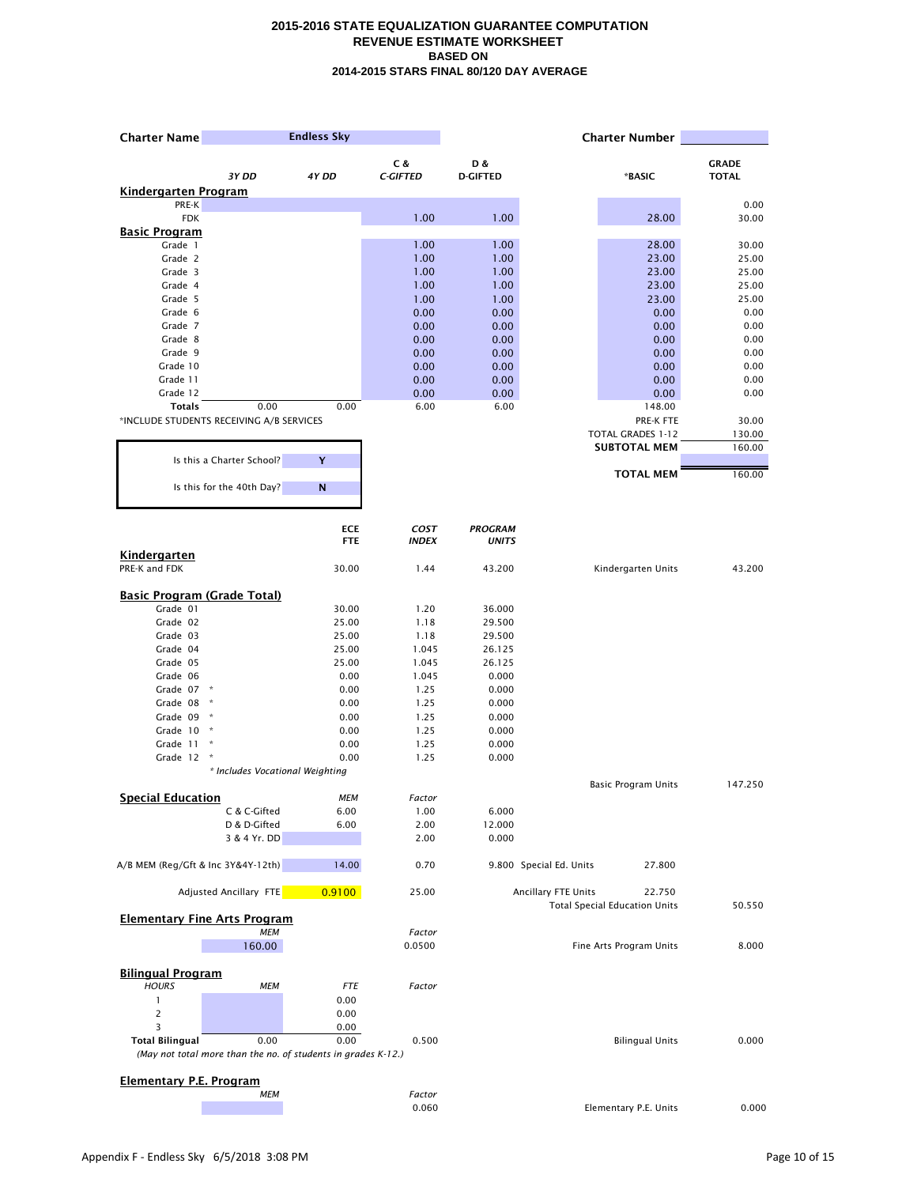# 2015-2016 STATE EQUALIZATION GUARANTEE COMPUTATION
## REVENUE ESTIMATE WORKSHEET
### BASED ON
### 2014-2015 STARS FINAL 80/120 DAY AVERAGE

**Charter Name** Endless Sky　　　　**Charter Number**

| | 3Y DD | 4Y DD | C & C-GIFTED | D & D-GIFTED | *BASIC | GRADE TOTAL |
|---|---|---|---|---|---|---|
| **Kindergarten Program** | | | | | | |
| PRE-K | | | | | | 0.00 |
| FDK | | | 1.00 | 1.00 | 28.00 | 30.00 |
| **Basic Program** | | | | | | |
| Grade 1 | | | 1.00 | 1.00 | 28.00 | 30.00 |
| Grade 2 | | | 1.00 | 1.00 | 23.00 | 25.00 |
| Grade 3 | | | 1.00 | 1.00 | 23.00 | 25.00 |
| Grade 4 | | | 1.00 | 1.00 | 23.00 | 25.00 |
| Grade 5 | | | 1.00 | 1.00 | 23.00 | 25.00 |
| Grade 6 | | | 0.00 | 0.00 | 0.00 | 0.00 |
| Grade 7 | | | 0.00 | 0.00 | 0.00 | 0.00 |
| Grade 8 | | | 0.00 | 0.00 | 0.00 | 0.00 |
| Grade 9 | | | 0.00 | 0.00 | 0.00 | 0.00 |
| Grade 10 | | | 0.00 | 0.00 | 0.00 | 0.00 |
| Grade 11 | | | 0.00 | 0.00 | 0.00 | 0.00 |
| Grade 12 | | | 0.00 | 0.00 | 0.00 | 0.00 |
| **Totals** | 0.00 | 0.00 | 6.00 | 6.00 | 148.00 | |

*INCLUDE STUDENTS RECEIVING A/B SERVICES

| | |
|---|---|
| PRE-K FTE | 30.00 |
| TOTAL GRADES 1-12 | 130.00 |
| **SUBTOTAL MEM** | 160.00 |
| **TOTAL MEM** | 160.00 |

Is this a Charter School? **Y**

Is this for the 40th Day? **N**

| | ECE FTE | COST INDEX | PROGRAM UNITS | | |
|---|---|---|---|---|---|
| **Kindergarten** | | | | | |
| PRE-K and FDK | 30.00 | 1.44 | 43.200 | Kindergarten Units | 43.200 |
| **Basic Program (Grade Total)** | | | | | |
| Grade 01 | 30.00 | 1.20 | 36.000 | | |
| Grade 02 | 25.00 | 1.18 | 29.500 | | |
| Grade 03 | 25.00 | 1.18 | 29.500 | | |
| Grade 04 | 25.00 | 1.045 | 26.125 | | |
| Grade 05 | 25.00 | 1.045 | 26.125 | | |
| Grade 06 | 0.00 | 1.045 | 0.000 | | |
| Grade 07 * | 0.00 | 1.25 | 0.000 | | |
| Grade 08 * | 0.00 | 1.25 | 0.000 | | |
| Grade 09 * | 0.00 | 1.25 | 0.000 | | |
| Grade 10 * | 0.00 | 1.25 | 0.000 | | |
| Grade 11 * | 0.00 | 1.25 | 0.000 | | |
| Grade 12 * | 0.00 | 1.25 | 0.000 | | |
| | | | | Basic Program Units | 147.250 |

*\* Includes Vocational Weighting*

| **Special Education** | MEM | Factor | | | |
|---|---|---|---|---|---|
| C & C-Gifted | 6.00 | 1.00 | 6.000 | | |
| D & D-Gifted | 6.00 | 2.00 | 12.000 | | |
| 3 & 4 Yr. DD | | 2.00 | 0.000 | | |
| A/B MEM (Reg/Gft & Inc 3Y&4Y-12th) | 14.00 | 0.70 | 9.800 | Special Ed. Units 27.800 | |
| Adjusted Ancillary FTE | 0.9100 | 25.00 | | Ancillary FTE Units 22.750 | |
| | | | | Total Special Education Units | 50.550 |

**Elementary Fine Arts Program**

| MEM | Factor | | |
|---|---|---|---|
| 160.00 | 0.0500 | Fine Arts Program Units | 8.000 |

**Bilingual Program**

| HOURS | MEM | FTE | Factor | | |
|---|---|---|---|---|---|
| 1 | | 0.00 | | | |
| 2 | | 0.00 | | | |
| 3 | | 0.00 | | | |
| **Total Bilingual** | 0.00 | 0.00 | 0.500 | Bilingual Units | 0.000 |

*(May not total more than the no. of students in grades K-12.)*

**Elementary P.E. Program**

| MEM | Factor | | |
|---|---|---|---|
| | 0.060 | Elementary P.E. Units | 0.000 |

Appendix F - Endless Sky 6/5/2018 3:08 PM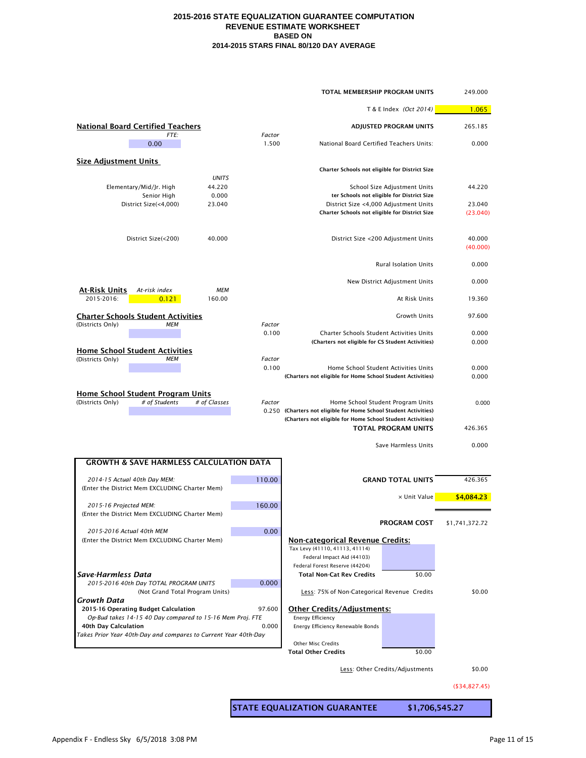# 2015-2016 STATE EQUALIZATION GUARANTEE COMPUTATION
## REVENUE ESTIMATE WORKSHEET
### BASED ON
### 2014-2015 STARS FINAL 80/120 DAY AVERAGE

| | |
|---|---|
| **TOTAL MEMBERSHIP PROGRAM UNITS** | 249.000 |
| T & E Index *(Oct 2014)* | 1.065 |
| **ADJUSTED PROGRAM UNITS** | 265.185 |

**National Board Certified Teachers**

| *FTE:* | *Factor* | | |
|---|---|---|---|
| 0.00 | 1.500 | National Board Certified Teachers Units: | 0.000 |

**Size Adjustment Units**

**Charter Schools not eligible for District Size**

| | *UNITS* | | |
|---|---|---|---|
| Elementary/Mid/Jr. High | 44.220 | School Size Adjustment Units | 44.220 |
| Senior High | 0.000 | **ter Schools not eligible for District Size** | |
| District Size(<4,000) | 23.040 | District Size <4,000 Adjustment Units | 23.040 |
| | | **Charter Schools not eligible for District Size** | (23.040) |
| District Size(<200) | 40.000 | District Size <200 Adjustment Units | 40.000 |
| | | | (40.000) |
| | | Rural Isolation Units | 0.000 |
| | | New District Adjustment Units | 0.000 |

**At-Risk Units**

| | *At-risk index* | *MEM* | | |
|---|---|---|---|---|
| 2015-2016: | 0.121 | 160.00 | At Risk Units | 19.360 |
| | | | Growth Units | 97.600 |

**Charter Schools Student Activities**

| (Districts Only) *MEM* | *Factor* | | |
|---|---|---|---|
| | 0.100 | Charter Schools Student Activities Units | 0.000 |
| | | **(Charters not eligible for CS Student Activities)** | 0.000 |

**Home School Student Activities**

| (Districts Only) *MEM* | *Factor* | | |
|---|---|---|---|
| | 0.100 | Home School Student Activities Units | 0.000 |
| | | **(Charters not eligible for Home School Student Activities)** | 0.000 |

**Home School Student Program Units**

| (Districts Only) | *# of Students* | *# of Classes* | *Factor* | | |
|---|---|---|---|---|---|
| | | | 0.250 | Home School Student Program Units | 0.000 |
| | | | | **(Charters not eligible for Home School Student Activities)** | |
| | | | | **(Charters not eligible for Home School Student Activities)** | |

| | |
|---|---|
| **TOTAL PROGRAM UNITS** | 426.365 |
| Save Harmless Units | 0.000 |
| **GRAND TOTAL UNITS** | 426.365 |
| × Unit Value | **$4,084.23** |
| **PROGRAM COST** | $1,741,372.72 |

**GROWTH & SAVE HARMLESS CALCULATION DATA**

| | |
|---|---|
| *2014-15 Actual 40th Day MEM:* (Enter the District Mem EXCLUDING Charter Mem) | 110.00 |
| *2015-16 Projected MEM:* (Enter the District Mem EXCLUDING Charter Mem) | 160.00 |
| *2015-2016 Actual 40th MEM* (Enter the District Mem EXCLUDING Charter Mem) | 0.00 |

***Save-Harmless Data***

| | |
|---|---|
| *2015-2016 40th Day TOTAL PROGRAM UNITS* (Not Grand Total Program Units) | 0.000 |

***Growth Data***

| | |
|---|---|
| **2015-16 Operating Budget Calculation** *Op-Bud takes 14-15 40 Day compared to 15-16 Mem Proj. FTE* | 97.600 |
| **40th Day Calculation** *Takes Prior Year 40th-Day and compares to Current Year 40th-Day* | 0.000 |

**Non-categorical Revenue Credits:**

| | | |
|---|---|---|
| Tax Levy (41110, 41113, 41114) | | |
| Federal Impact Aid (44103) | | |
| Federal Forest Reserve (44204) | | |
| **Total Non-Cat Rev Credits** | $0.00 | |
| Less: 75% of Non-Categorical Revenue Credits | | $0.00 |

**Other Credits/Adjustments:**

| | | |
|---|---|---|
| Energy Efficiency | | |
| Energy Efficiency Renewable Bonds | | |
| Other Misc Credits | | |
| **Total Other Credits** | $0.00 | |
| Less: Other Credits/Adjustments | | $0.00 |
| | | ($34,827.45) |

| | |
|---|---|
| **STATE EQUALIZATION GUARANTEE** | **$1,706,545.27** |

Appendix F - Endless Sky 6/5/2018 3:08 PM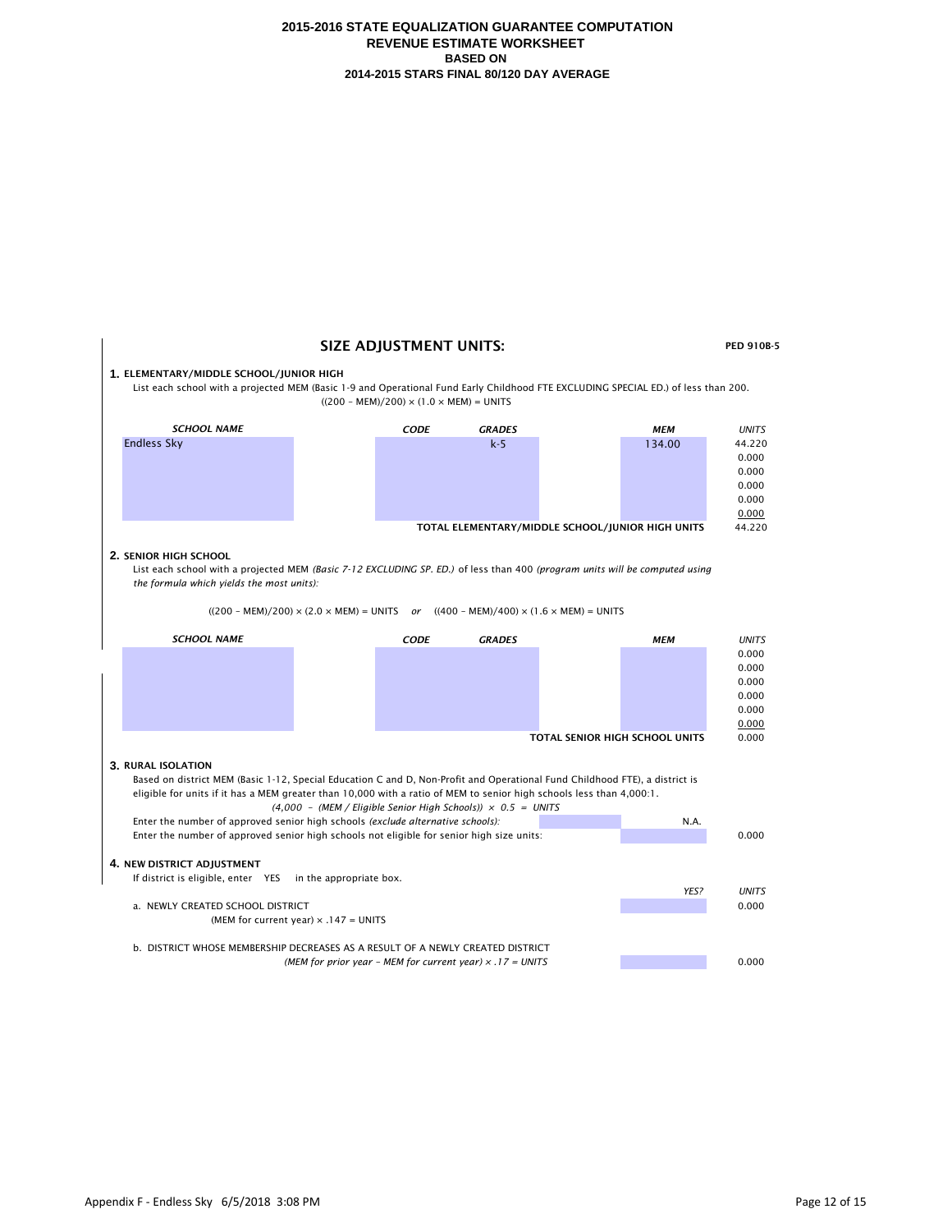**2015-2016 STATE EQUALIZATION GUARANTEE COMPUTATION**
**REVENUE ESTIMATE WORKSHEET**
**BASED ON**
**2014-2015 STARS FINAL 80/120 DAY AVERAGE**

## SIZE ADJUSTMENT UNITS:

**PED 910B-5**

**1. ELEMENTARY/MIDDLE SCHOOL/JUNIOR HIGH**

List each school with a projected MEM (Basic 1-9 and Operational Fund Early Childhood FTE EXCLUDING SPECIAL ED.) of less than 200.

$((200 - MEM)/200) \times (1.0 \times MEM) = UNITS$

| *SCHOOL NAME* | *CODE* | *GRADES* | *MEM* | *UNITS* |
|---|---|---|---|---|
| Endless Sky | | k-5 | 134.00 | 44.220 |
| | | | | 0.000 |
| | | | | 0.000 |
| | | | | 0.000 |
| | | | | 0.000 |
| | | | | 0.000 |
| | | | **TOTAL ELEMENTARY/MIDDLE SCHOOL/JUNIOR HIGH UNITS** | 44.220 |

**2. SENIOR HIGH SCHOOL**

List each school with a projected MEM *(Basic 7-12 EXCLUDING SP. ED.)* of less than 400 *(program units will be computed using the formula which yields the most units):*

$((200 - MEM)/200) \times (2.0 \times MEM) = UNITS$ *or* $((400 - MEM)/400) \times (1.6 \times MEM) = UNITS$

| *SCHOOL NAME* | *CODE* | *GRADES* | *MEM* | *UNITS* |
|---|---|---|---|---|
| | | | | 0.000 |
| | | | | 0.000 |
| | | | | 0.000 |
| | | | | 0.000 |
| | | | | 0.000 |
| | | | | 0.000 |
| | | | **TOTAL SENIOR HIGH SCHOOL UNITS** | 0.000 |

**3. RURAL ISOLATION**

Based on district MEM (Basic 1-12, Special Education C and D, Non-Profit and Operational Fund Childhood FTE), a district is eligible for units if it has a MEM greater than 10,000 with a ratio of MEM to senior high schools less than 4,000:1.

*$(4{,}000 - (MEM / Eligible\ Senior\ High\ Schools)) \times 0.5 = UNITS$*

| | | |
|---|---|---|
| Enter the number of approved senior high schools *(exclude alternative schools):* | N.A. | |
| Enter the number of approved senior high schools not eligible for senior high size units: | | 0.000 |

**4. NEW DISTRICT ADJUSTMENT**

If district is eligible, enter YES in the appropriate box.

| | *YES?* | *UNITS* |
|---|---|---|
| a. NEWLY CREATED SCHOOL DISTRICT<br>$(MEM\ for\ current\ year) \times .147 = UNITS$ | | 0.000 |
| b. DISTRICT WHOSE MEMBERSHIP DECREASES AS A RESULT OF A NEWLY CREATED DISTRICT<br>*$(MEM\ for\ prior\ year - MEM\ for\ current\ year) \times .17 = UNITS$* | | 0.000 |

Appendix F - Endless Sky 6/5/2018 3:08 PM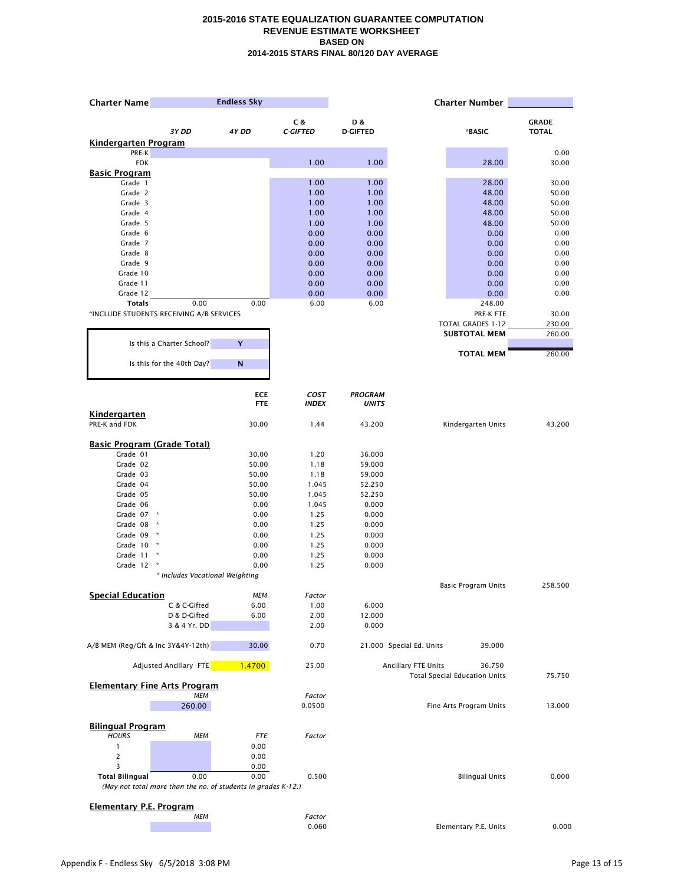**2015-2016 STATE EQUALIZATION GUARANTEE COMPUTATION**
**REVENUE ESTIMATE WORKSHEET**
**BASED ON**
**2014-2015 STARS FINAL 80/120 DAY AVERAGE**

**Charter Name** Endless Sky **Charter Number**

| | 3Y DD | 4Y DD | C & C-GIFTED | D & D-GIFTED | *BASIC | GRADE TOTAL |
|---|---|---|---|---|---|---|
| **Kindergarten Program** | | | | | | |
| PRE-K | | | | | | 0.00 |
| FDK | | | 1.00 | 1.00 | 28.00 | 30.00 |
| **Basic Program** | | | | | | |
| Grade 1 | | | 1.00 | 1.00 | 28.00 | 30.00 |
| Grade 2 | | | 1.00 | 1.00 | 48.00 | 50.00 |
| Grade 3 | | | 1.00 | 1.00 | 48.00 | 50.00 |
| Grade 4 | | | 1.00 | 1.00 | 48.00 | 50.00 |
| Grade 5 | | | 1.00 | 1.00 | 48.00 | 50.00 |
| Grade 6 | | | 0.00 | 0.00 | 0.00 | 0.00 |
| Grade 7 | | | 0.00 | 0.00 | 0.00 | 0.00 |
| Grade 8 | | | 0.00 | 0.00 | 0.00 | 0.00 |
| Grade 9 | | | 0.00 | 0.00 | 0.00 | 0.00 |
| Grade 10 | | | 0.00 | 0.00 | 0.00 | 0.00 |
| Grade 11 | | | 0.00 | 0.00 | 0.00 | 0.00 |
| Grade 12 | | | 0.00 | 0.00 | 0.00 | 0.00 |
| **Totals** | 0.00 | 0.00 | 6.00 | 6.00 | 248.00 | |

*INCLUDE STUDENTS RECEIVING A/B SERVICES

| | |
|---|---|
| PRE-K FTE | 30.00 |
| TOTAL GRADES 1-12 | 230.00 |
| **SUBTOTAL MEM** | 260.00 |
| **TOTAL MEM** | 260.00 |

Is this a Charter School? **Y**

Is this for the 40th Day? **N**

| | ECE FTE | COST INDEX | PROGRAM UNITS | | |
|---|---|---|---|---|---|
| **Kindergarten** | | | | | |
| PRE-K and FDK | 30.00 | 1.44 | 43.200 | Kindergarten Units | 43.200 |
| **Basic Program (Grade Total)** | | | | | |
| Grade 01 | 30.00 | 1.20 | 36.000 | | |
| Grade 02 | 50.00 | 1.18 | 59.000 | | |
| Grade 03 | 50.00 | 1.18 | 59.000 | | |
| Grade 04 | 50.00 | 1.045 | 52.250 | | |
| Grade 05 | 50.00 | 1.045 | 52.250 | | |
| Grade 06 | 0.00 | 1.045 | 0.000 | | |
| Grade 07 * | 0.00 | 1.25 | 0.000 | | |
| Grade 08 * | 0.00 | 1.25 | 0.000 | | |
| Grade 09 * | 0.00 | 1.25 | 0.000 | | |
| Grade 10 * | 0.00 | 1.25 | 0.000 | | |
| Grade 11 * | 0.00 | 1.25 | 0.000 | | |
| Grade 12 * | 0.00 | 1.25 | 0.000 | | |
| | | | | Basic Program Units | 258.500 |

* *Includes Vocational Weighting*

**Special Education**

| | MEM | Factor | | | |
|---|---|---|---|---|---|
| C & C-Gifted | 6.00 | 1.00 | 6.000 | | |
| D & D-Gifted | 6.00 | 2.00 | 12.000 | | |
| 3 & 4 Yr. DD | | 2.00 | 0.000 | | |
| A/B MEM (Reg/Gft & Inc 3Y&4Y-12th) | 30.00 | 0.70 | 21.000 | Special Ed. Units | 39.000 |
| Adjusted Ancillary FTE | 1.4700 | 25.00 | | Ancillary FTE Units | 36.750 |
| | | | | Total Special Education Units | 75.750 |

**Elementary Fine Arts Program**

| MEM | Factor | | |
|---|---|---|---|
| 260.00 | 0.0500 | Fine Arts Program Units | 13.000 |

**Bilingual Program**

| HOURS | MEM | FTE | Factor | | |
|---|---|---|---|---|---|
| 1 | | 0.00 | | | |
| 2 | | 0.00 | | | |
| 3 | | 0.00 | | | |
| **Total Bilingual** | 0.00 | 0.00 | 0.500 | Bilingual Units | 0.000 |

*(May not total more than the no. of students in grades K-12.)*

**Elementary P.E. Program**

| MEM | Factor | | |
|---|---|---|---|
| | 0.060 | Elementary P.E. Units | 0.000 |

Appendix F - Endless Sky 6/5/2018 3:08 PM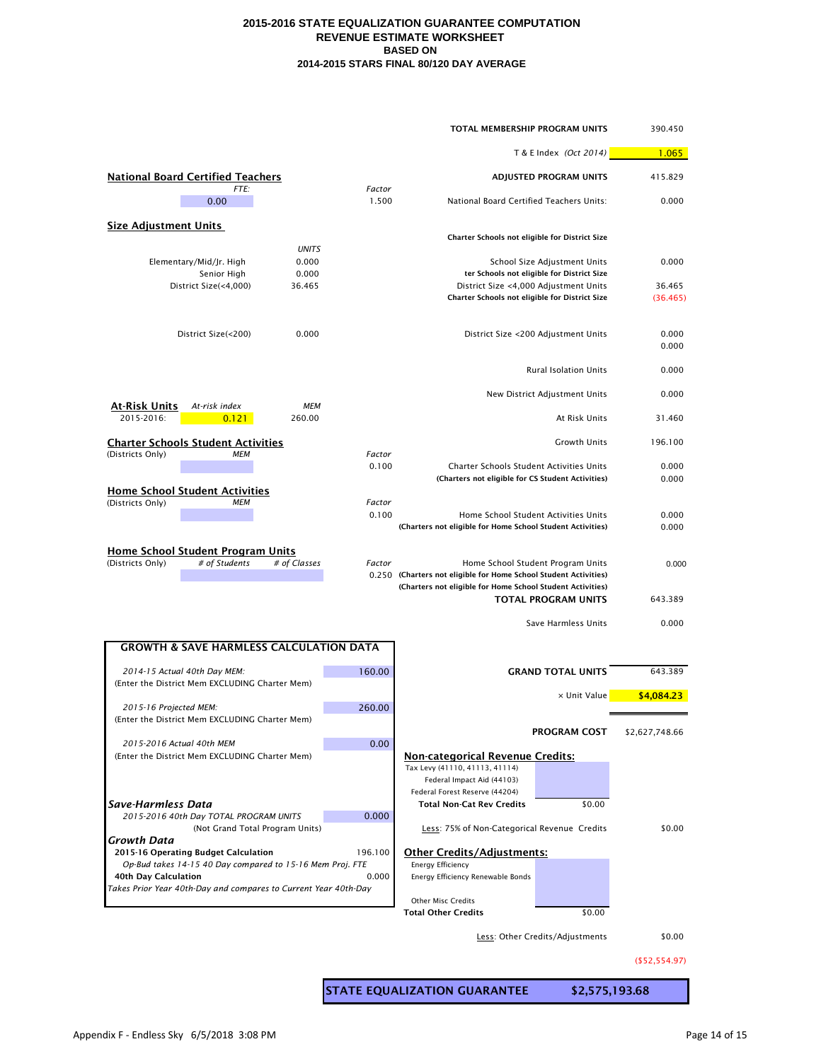**2015-2016 STATE EQUALIZATION GUARANTEE COMPUTATION**
**REVENUE ESTIMATE WORKSHEET**
**BASED ON**
**2014-2015 STARS FINAL 80/120 DAY AVERAGE**

| | |
|---|---|
| **TOTAL MEMBERSHIP PROGRAM UNITS** | 390.450 |
| T & E Index *(Oct 2014)* | 1.065 |
| **ADJUSTED PROGRAM UNITS** | 415.829 |

**National Board Certified Teachers**

| *FTE:* | *Factor* | | |
|---|---|---|---|
| 0.00 | 1.500 | National Board Certified Teachers Units: | 0.000 |

**Size Adjustment Units**

| | *UNITS* | | |
|---|---|---|---|
| | | **Charter Schools not eligible for District Size** | |
| Elementary/Mid/Jr. High | 0.000 | School Size Adjustment Units | 0.000 |
| Senior High | 0.000 | **ter Schools not eligible for District Size** | |
| District Size(<4,000) | 36.465 | District Size <4,000 Adjustment Units | 36.465 |
| | | **Charter Schools not eligible for District Size** | (36.465) |
| District Size(<200) | 0.000 | District Size <200 Adjustment Units | 0.000 |
| | | | 0.000 |
| | | Rural Isolation Units | 0.000 |
| | | New District Adjustment Units | 0.000 |

**At-Risk Units**

| | *At-risk index* | *MEM* | | |
|---|---|---|---|---|
| 2015-2016: | 0.121 | 260.00 | At Risk Units | 31.460 |
| | | | Growth Units | 196.100 |

**Charter Schools Student Activities**

| (Districts Only) *MEM* | *Factor* | | |
|---|---|---|---|
| | 0.100 | Charter Schools Student Activities Units | 0.000 |
| | | **(Charters not eligible for CS Student Activities)** | 0.000 |

**Home School Student Activities**

| (Districts Only) *MEM* | *Factor* | | |
|---|---|---|---|
| | 0.100 | Home School Student Activities Units | 0.000 |
| | | **(Charters not eligible for Home School Student Activities)** | 0.000 |

**Home School Student Program Units**

| (Districts Only) | *# of Students* | *# of Classes* | *Factor* | | |
|---|---|---|---|---|---|
| | | | 0.250 | Home School Student Program Units | 0.000 |
| | | | | **(Charters not eligible for Home School Student Activities)** | |
| | | | | **(Charters not eligible for Home School Student Activities)** | |
| | | | | **TOTAL PROGRAM UNITS** | 643.389 |
| | | | | Save Harmless Units | 0.000 |

**GROWTH & SAVE HARMLESS CALCULATION DATA**

| | |
|---|---|
| *2014-15 Actual 40th Day MEM:* (Enter the District Mem EXCLUDING Charter Mem) | 160.00 |
| *2015-16 Projected MEM:* (Enter the District Mem EXCLUDING Charter Mem) | 260.00 |
| *2015-2016 Actual 40th MEM* (Enter the District Mem EXCLUDING Charter Mem) | 0.00 |

***Save-Harmless Data***

| | |
|---|---|
| *2015-2016 40th Day TOTAL PROGRAM UNITS* (Not Grand Total Program Units) | 0.000 |

***Growth Data***

| | |
|---|---|
| **2015-16 Operating Budget Calculation** *Op-Bud takes 14-15 40 Day compared to 15-16 Mem Proj. FTE* | 196.100 |
| **40th Day Calculation** *Takes Prior Year 40th-Day and compares to Current Year 40th-Day* | 0.000 |

| | |
|---|---|
| **GRAND TOTAL UNITS** | 643.389 |
| × Unit Value | **$4,084.23** |
| **PROGRAM COST** | $2,627,748.66 |

**Non-categorical Revenue Credits:**

| | | |
|---|---|---|
| Tax Levy (41110, 41113, 41114) | | |
| Federal Impact Aid (44103) | | |
| Federal Forest Reserve (44204) | | |
| **Total Non-Cat Rev Credits** | $0.00 | |
| Less: 75% of Non-Categorical Revenue Credits | | $0.00 |

**Other Credits/Adjustments:**

| | | |
|---|---|---|
| Energy Efficiency | | |
| Energy Efficiency Renewable Bonds | | |
| Other Misc Credits | | |
| **Total Other Credits** | $0.00 | |
| Less: Other Credits/Adjustments | | $0.00 |
| | | ($52,554.97) |

| | |
|---|---|
| **STATE EQUALIZATION GUARANTEE** | **$2,575,193.68** |

Appendix F - Endless Sky 6/5/2018 3:08 PM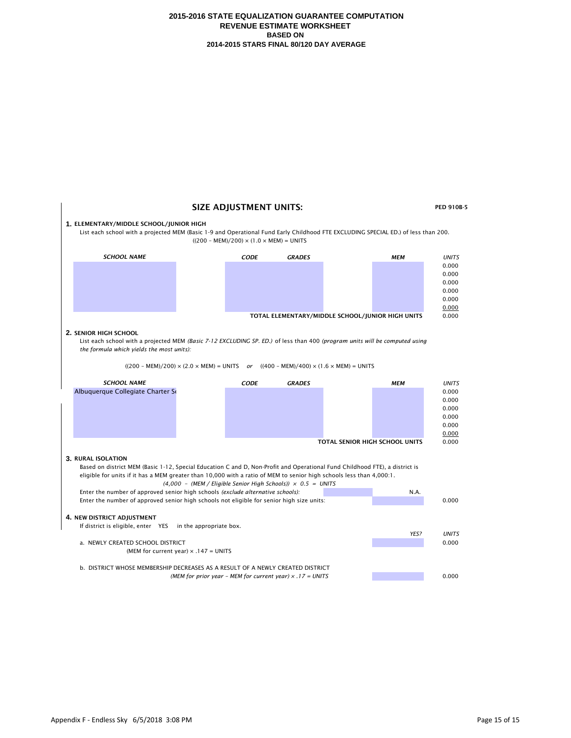**2015-2016 STATE EQUALIZATION GUARANTEE COMPUTATION**
**REVENUE ESTIMATE WORKSHEET**
**BASED ON**
**2014-2015 STARS FINAL 80/120 DAY AVERAGE**

## SIZE ADJUSTMENT UNITS:

**PED 910B-5**

### 1. ELEMENTARY/MIDDLE SCHOOL/JUNIOR HIGH

List each school with a projected MEM (Basic 1-9 and Operational Fund Early Childhood FTE EXCLUDING SPECIAL ED.) of less than 200.

$((200 - MEM)/200) \times (1.0 \times MEM) = UNITS$

| *SCHOOL NAME* | *CODE* | *GRADES* | *MEM* | *UNITS* |
|---|---|---|---|---|
| | | | | 0.000 |
| | | | | 0.000 |
| | | | | 0.000 |
| | | | | 0.000 |
| | | | | 0.000 |
| | | | | 0.000 |
| | | | **TOTAL ELEMENTARY/MIDDLE SCHOOL/JUNIOR HIGH UNITS** | 0.000 |

### 2. SENIOR HIGH SCHOOL

List each school with a projected MEM *(Basic 7-12 EXCLUDING SP. ED.)* of less than 400 *(program units will be computed using the formula which yields the most units):*

$((200 - MEM)/200) \times (2.0 \times MEM) = UNITS$ *or* $((400 - MEM)/400) \times (1.6 \times MEM) = UNITS$

| *SCHOOL NAME* | *CODE* | *GRADES* | *MEM* | *UNITS* |
|---|---|---|---|---|
| Albuquerque Collegiate Charter Sc | | | | 0.000 |
| | | | | 0.000 |
| | | | | 0.000 |
| | | | | 0.000 |
| | | | | 0.000 |
| | | | | 0.000 |
| | | | **TOTAL SENIOR HIGH SCHOOL UNITS** | 0.000 |

### 3. RURAL ISOLATION

Based on district MEM (Basic 1-12, Special Education C and D, Non-Profit and Operational Fund Childhood FTE), a district is eligible for units if it has a MEM greater than 10,000 with a ratio of MEM to senior high schools less than 4,000:1.

*$(4{,}000 - (MEM / Eligible\ Senior\ High\ Schools)) \times 0.5 = UNITS$*

| | | |
|---|---|---|
| Enter the number of approved senior high schools *(exclude alternative schools):* | N.A. | |
| Enter the number of approved senior high schools not eligible for senior high size units: | | 0.000 |

### 4. NEW DISTRICT ADJUSTMENT

If district is eligible, enter YES in the appropriate box.

| | *YES?* | *UNITS* |
|---|---|---|
| a. NEWLY CREATED SCHOOL DISTRICT<br>(MEM for current year) × .147 = UNITS | | 0.000 |
| b. DISTRICT WHOSE MEMBERSHIP DECREASES AS A RESULT OF A NEWLY CREATED DISTRICT<br>*(MEM for prior year – MEM for current year) × .17 = UNITS* | | 0.000 |

Appendix F - Endless Sky 6/5/2018 3:08 PM